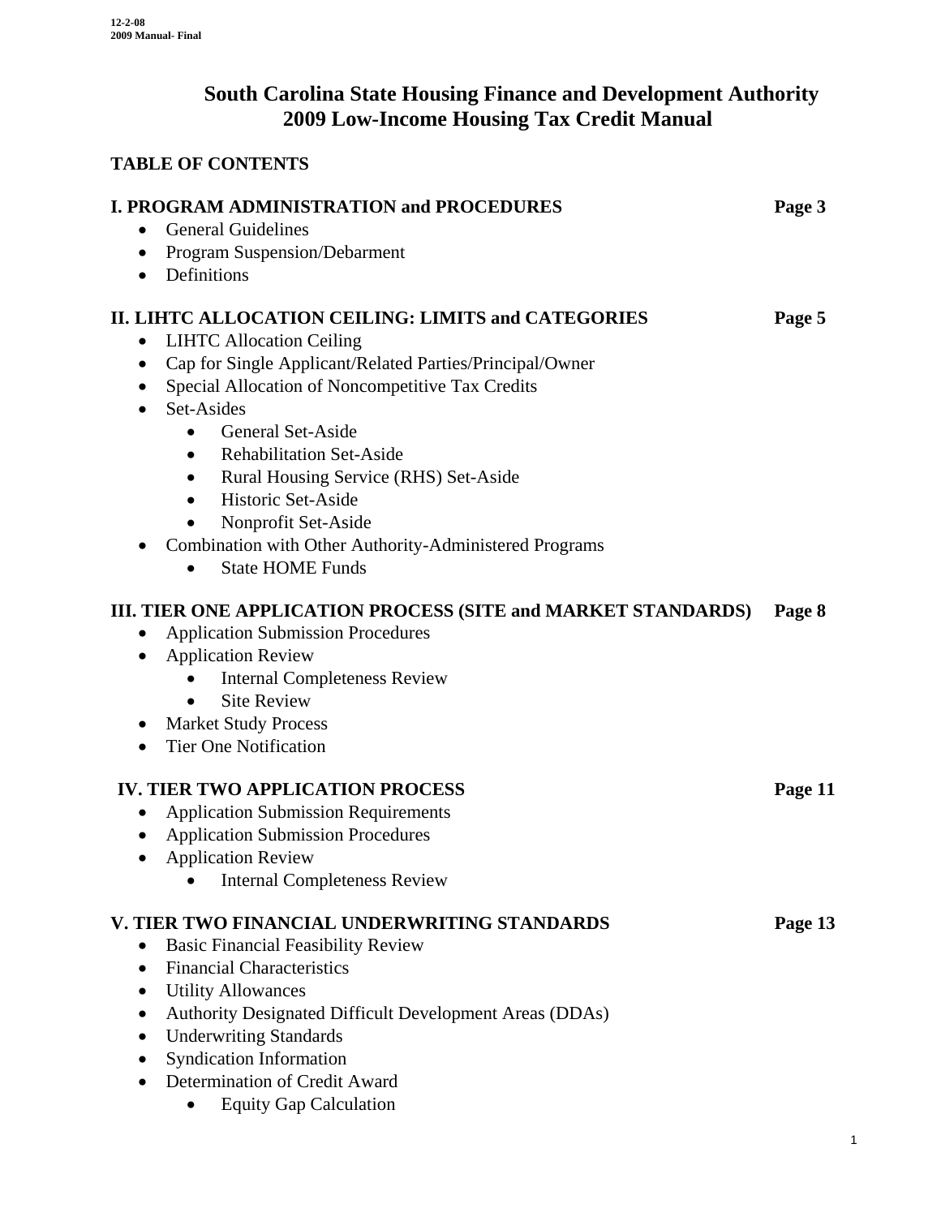12-2-08
2009 Manual- Final

# South Carolina State Housing Finance and Development Authority
# 2009 Low-Income Housing Tax Credit Manual

## TABLE OF CONTENTS

**I. PROGRAM ADMINISTRATION and PROCEDURES** — **Page 3**

- General Guidelines
- Program Suspension/Debarment
- Definitions

**II. LIHTC ALLOCATION CEILING: LIMITS and CATEGORIES** — **Page 5**

- LIHTC Allocation Ceiling
- Cap for Single Applicant/Related Parties/Principal/Owner
- Special Allocation of Noncompetitive Tax Credits
- Set-Asides
  - General Set-Aside
  - Rehabilitation Set-Aside
  - Rural Housing Service (RHS) Set-Aside
  - Historic Set-Aside
  - Nonprofit Set-Aside
- Combination with Other Authority-Administered Programs
  - State HOME Funds

**III. TIER ONE APPLICATION PROCESS (SITE and MARKET STANDARDS)** — **Page 8**

- Application Submission Procedures
- Application Review
  - Internal Completeness Review
  - Site Review
- Market Study Process
- Tier One Notification

**IV. TIER TWO APPLICATION PROCESS** — **Page 11**

- Application Submission Requirements
- Application Submission Procedures
- Application Review
  - Internal Completeness Review

**V. TIER TWO FINANCIAL UNDERWRITING STANDARDS** — **Page 13**

- Basic Financial Feasibility Review
- Financial Characteristics
- Utility Allowances
- Authority Designated Difficult Development Areas (DDAs)
- Underwriting Standards
- Syndication Information
- Determination of Credit Award
  - Equity Gap Calculation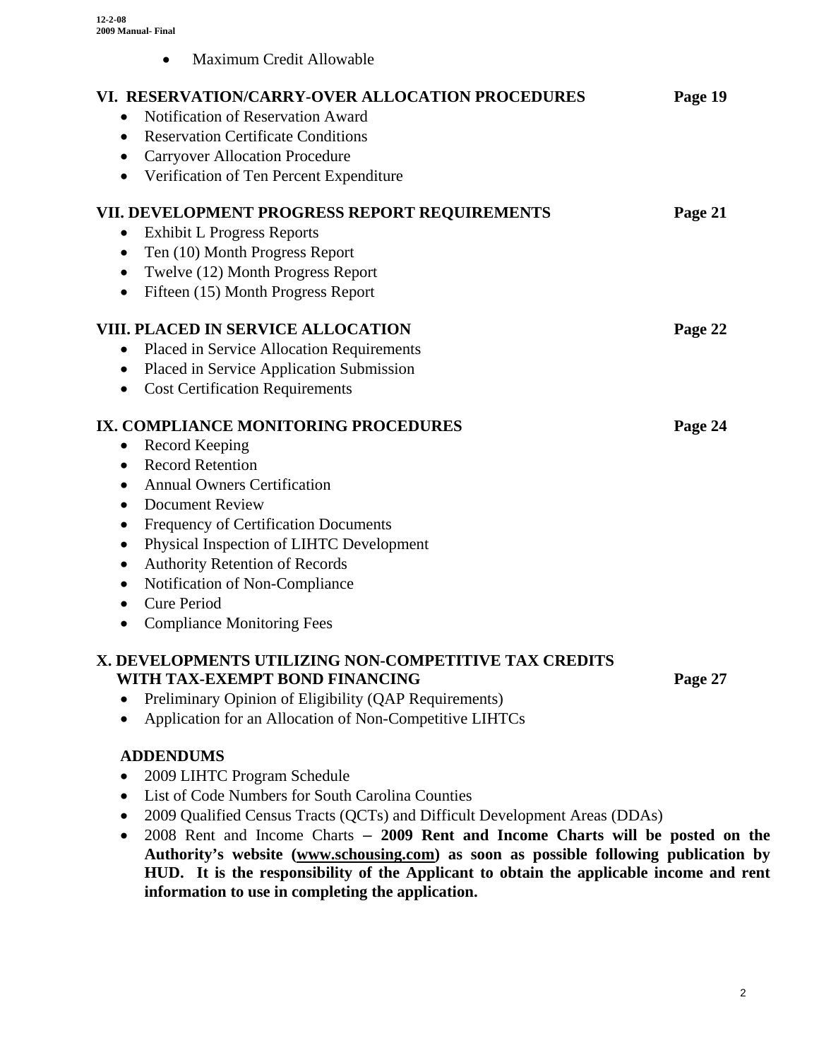- Maximum Credit Allowable

**VI. RESERVATION/CARRY-OVER ALLOCATION PROCEDURES** **Page 19**

- Notification of Reservation Award
- Reservation Certificate Conditions
- Carryover Allocation Procedure
- Verification of Ten Percent Expenditure

**VII. DEVELOPMENT PROGRESS REPORT REQUIREMENTS** **Page 21**

- Exhibit L Progress Reports
- Ten (10) Month Progress Report
- Twelve (12) Month Progress Report
- Fifteen (15) Month Progress Report

**VIII. PLACED IN SERVICE ALLOCATION** **Page 22**

- Placed in Service Allocation Requirements
- Placed in Service Application Submission
- Cost Certification Requirements

**IX. COMPLIANCE MONITORING PROCEDURES** **Page 24**

- Record Keeping
- Record Retention
- Annual Owners Certification
- Document Review
- Frequency of Certification Documents
- Physical Inspection of LIHTC Development
- Authority Retention of Records
- Notification of Non-Compliance
- Cure Period
- Compliance Monitoring Fees

**X. DEVELOPMENTS UTILIZING NON-COMPETITIVE TAX CREDITS WITH TAX-EXEMPT BOND FINANCING** **Page 27**

- Preliminary Opinion of Eligibility (QAP Requirements)
- Application for an Allocation of Non-Competitive LIHTCs

**ADDENDUMS**

- 2009 LIHTC Program Schedule
- List of Code Numbers for South Carolina Counties
- 2009 Qualified Census Tracts (QCTs) and Difficult Development Areas (DDAs)
- 2008 Rent and Income Charts **– 2009 Rent and Income Charts will be posted on the Authority's website (www.schousing.com) as soon as possible following publication by HUD. It is the responsibility of the Applicant to obtain the applicable income and rent information to use in completing the application.**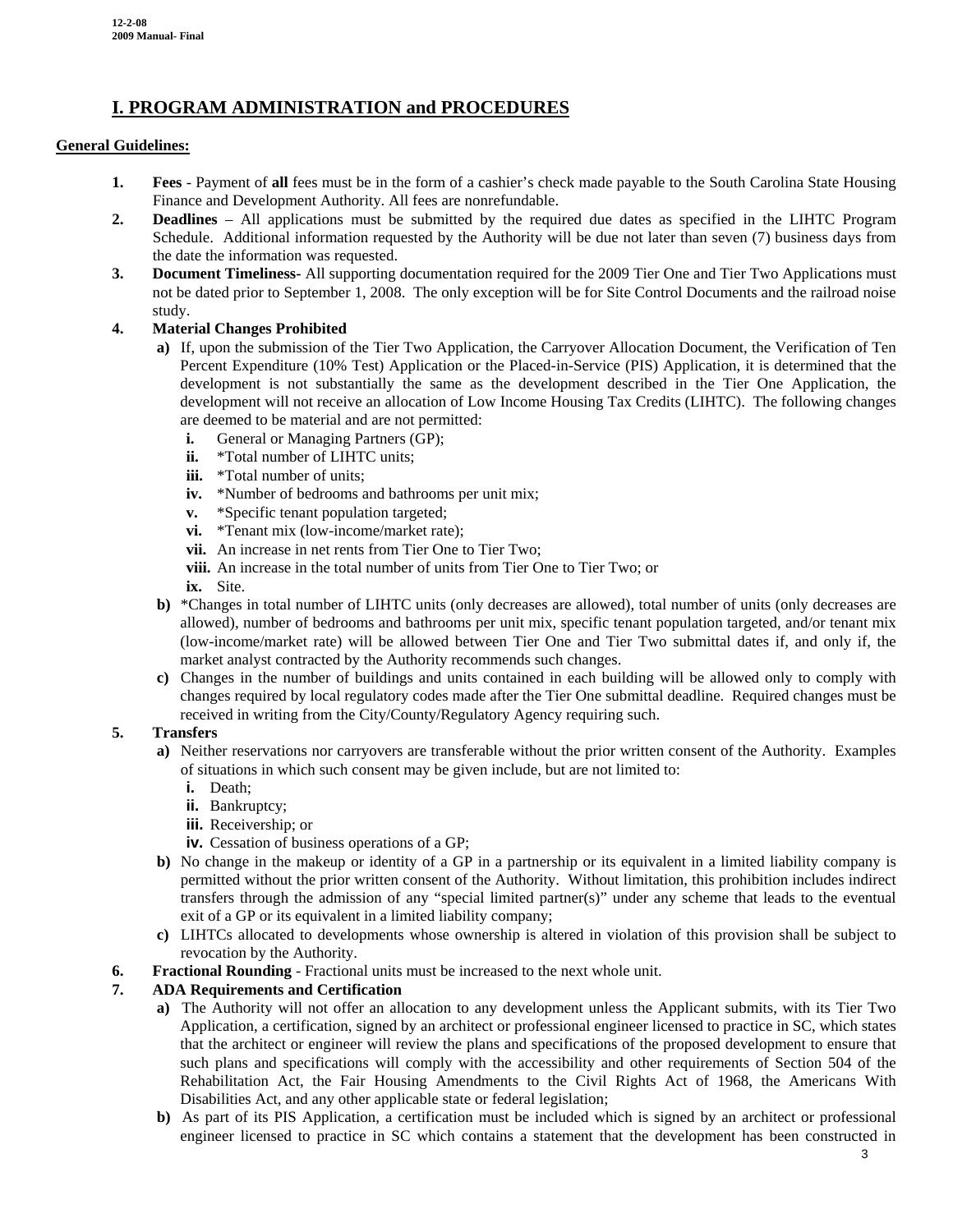# I. PROGRAM ADMINISTRATION and PROCEDURES

## General Guidelines:

1. **Fees** - Payment of **all** fees must be in the form of a cashier's check made payable to the South Carolina State Housing Finance and Development Authority. All fees are nonrefundable.
2. **Deadlines** – All applications must be submitted by the required due dates as specified in the LIHTC Program Schedule. Additional information requested by the Authority will be due not later than seven (7) business days from the date the information was requested.
3. **Document Timeliness-** All supporting documentation required for the 2009 Tier One and Tier Two Applications must not be dated prior to September 1, 2008. The only exception will be for Site Control Documents and the railroad noise study.
4. **Material Changes Prohibited**
   - **a)** If, upon the submission of the Tier Two Application, the Carryover Allocation Document, the Verification of Ten Percent Expenditure (10% Test) Application or the Placed-in-Service (PIS) Application, it is determined that the development is not substantially the same as the development described in the Tier One Application, the development will not receive an allocation of Low Income Housing Tax Credits (LIHTC). The following changes are deemed to be material and are not permitted:
     - **i.** General or Managing Partners (GP);
     - **ii.** *Total number of LIHTC units;
     - **iii.** *Total number of units;
     - **iv.** *Number of bedrooms and bathrooms per unit mix;
     - **v.** *Specific tenant population targeted;
     - **vi.** *Tenant mix (low-income/market rate);
     - **vii.** An increase in net rents from Tier One to Tier Two;
     - **viii.** An increase in the total number of units from Tier One to Tier Two; or
     - **ix.** Site.
   - **b)** *Changes in total number of LIHTC units (only decreases are allowed), total number of units (only decreases are allowed), number of bedrooms and bathrooms per unit mix, specific tenant population targeted, and/or tenant mix (low-income/market rate) will be allowed between Tier One and Tier Two submittal dates if, and only if, the market analyst contracted by the Authority recommends such changes.
   - **c)** Changes in the number of buildings and units contained in each building will be allowed only to comply with changes required by local regulatory codes made after the Tier One submittal deadline. Required changes must be received in writing from the City/County/Regulatory Agency requiring such.
5. **Transfers**
   - **a)** Neither reservations nor carryovers are transferable without the prior written consent of the Authority. Examples of situations in which such consent may be given include, but are not limited to:
     - **i.** Death;
     - **ii.** Bankruptcy;
     - **iii.** Receivership; or
     - **iv.** Cessation of business operations of a GP;
   - **b)** No change in the makeup or identity of a GP in a partnership or its equivalent in a limited liability company is permitted without the prior written consent of the Authority. Without limitation, this prohibition includes indirect transfers through the admission of any "special limited partner(s)" under any scheme that leads to the eventual exit of a GP or its equivalent in a limited liability company;
   - **c)** LIHTCs allocated to developments whose ownership is altered in violation of this provision shall be subject to revocation by the Authority.
6. **Fractional Rounding** - Fractional units must be increased to the next whole unit.
7. **ADA Requirements and Certification**
   - **a)** The Authority will not offer an allocation to any development unless the Applicant submits, with its Tier Two Application, a certification, signed by an architect or professional engineer licensed to practice in SC, which states that the architect or engineer will review the plans and specifications of the proposed development to ensure that such plans and specifications will comply with the accessibility and other requirements of Section 504 of the Rehabilitation Act, the Fair Housing Amendments to the Civil Rights Act of 1968, the Americans With Disabilities Act, and any other applicable state or federal legislation;
   - **b)** As part of its PIS Application, a certification must be included which is signed by an architect or professional engineer licensed to practice in SC which contains a statement that the development has been constructed in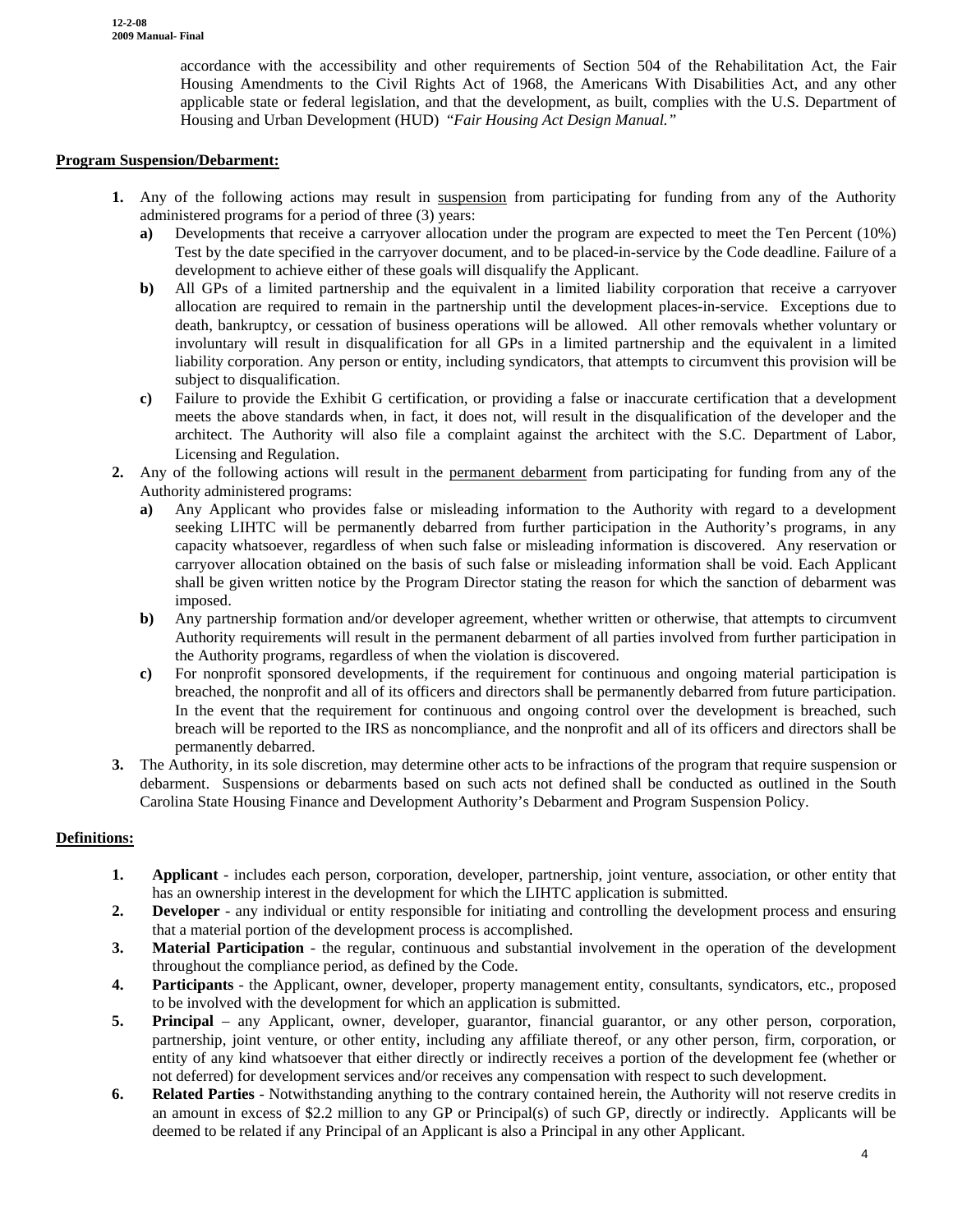accordance with the accessibility and other requirements of Section 504 of the Rehabilitation Act, the Fair Housing Amendments to the Civil Rights Act of 1968, the Americans With Disabilities Act, and any other applicable state or federal legislation, and that the development, as built, complies with the U.S. Department of Housing and Urban Development (HUD) *"Fair Housing Act Design Manual."*

**Program Suspension/Debarment:**

1. Any of the following actions may result in suspension from participating for funding from any of the Authority administered programs for a period of three (3) years:
   - **a)** Developments that receive a carryover allocation under the program are expected to meet the Ten Percent (10%) Test by the date specified in the carryover document, and to be placed-in-service by the Code deadline. Failure of a development to achieve either of these goals will disqualify the Applicant.
   - **b)** All GPs of a limited partnership and the equivalent in a limited liability corporation that receive a carryover allocation are required to remain in the partnership until the development places-in-service. Exceptions due to death, bankruptcy, or cessation of business operations will be allowed. All other removals whether voluntary or involuntary will result in disqualification for all GPs in a limited partnership and the equivalent in a limited liability corporation. Any person or entity, including syndicators, that attempts to circumvent this provision will be subject to disqualification.
   - **c)** Failure to provide the Exhibit G certification, or providing a false or inaccurate certification that a development meets the above standards when, in fact, it does not, will result in the disqualification of the developer and the architect. The Authority will also file a complaint against the architect with the S.C. Department of Labor, Licensing and Regulation.
2. Any of the following actions will result in the permanent debarment from participating for funding from any of the Authority administered programs:
   - **a)** Any Applicant who provides false or misleading information to the Authority with regard to a development seeking LIHTC will be permanently debarred from further participation in the Authority's programs, in any capacity whatsoever, regardless of when such false or misleading information is discovered. Any reservation or carryover allocation obtained on the basis of such false or misleading information shall be void. Each Applicant shall be given written notice by the Program Director stating the reason for which the sanction of debarment was imposed.
   - **b)** Any partnership formation and/or developer agreement, whether written or otherwise, that attempts to circumvent Authority requirements will result in the permanent debarment of all parties involved from further participation in the Authority programs, regardless of when the violation is discovered.
   - **c)** For nonprofit sponsored developments, if the requirement for continuous and ongoing material participation is breached, the nonprofit and all of its officers and directors shall be permanently debarred from future participation. In the event that the requirement for continuous and ongoing control over the development is breached, such breach will be reported to the IRS as noncompliance, and the nonprofit and all of its officers and directors shall be permanently debarred.
3. The Authority, in its sole discretion, may determine other acts to be infractions of the program that require suspension or debarment. Suspensions or debarments based on such acts not defined shall be conducted as outlined in the South Carolina State Housing Finance and Development Authority's Debarment and Program Suspension Policy.

**Definitions:**

1. **Applicant** - includes each person, corporation, developer, partnership, joint venture, association, or other entity that has an ownership interest in the development for which the LIHTC application is submitted.
2. **Developer** - any individual or entity responsible for initiating and controlling the development process and ensuring that a material portion of the development process is accomplished.
3. **Material Participation** - the regular, continuous and substantial involvement in the operation of the development throughout the compliance period, as defined by the Code.
4. **Participants** - the Applicant, owner, developer, property management entity, consultants, syndicators, etc., proposed to be involved with the development for which an application is submitted.
5. **Principal** – any Applicant, owner, developer, guarantor, financial guarantor, or any other person, corporation, partnership, joint venture, or other entity, including any affiliate thereof, or any other person, firm, corporation, or entity of any kind whatsoever that either directly or indirectly receives a portion of the development fee (whether or not deferred) for development services and/or receives any compensation with respect to such development.
6. **Related Parties** - Notwithstanding anything to the contrary contained herein, the Authority will not reserve credits in an amount in excess of $2.2 million to any GP or Principal(s) of such GP, directly or indirectly. Applicants will be deemed to be related if any Principal of an Applicant is also a Principal in any other Applicant.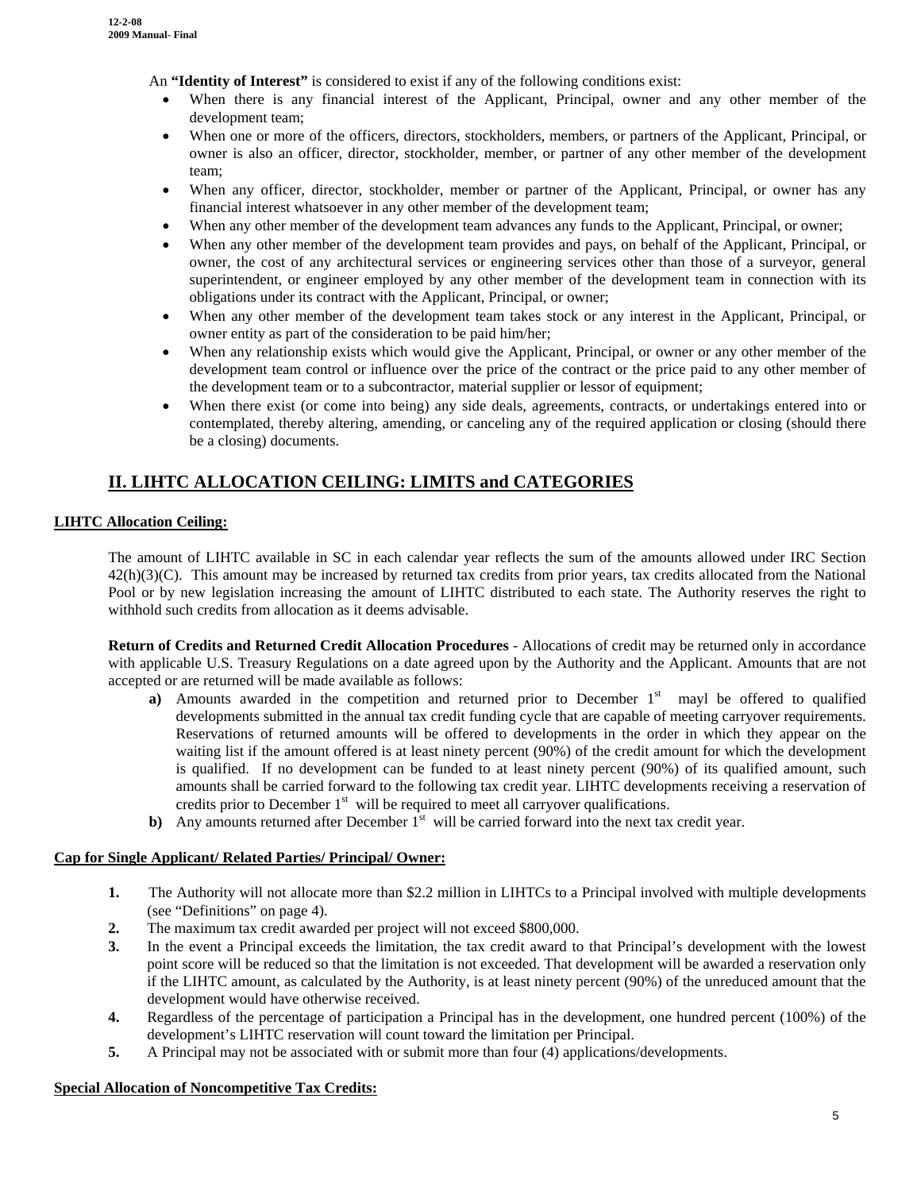An **"Identity of Interest"** is considered to exist if any of the following conditions exist:

- When there is any financial interest of the Applicant, Principal, owner and any other member of the development team;
- When one or more of the officers, directors, stockholders, members, or partners of the Applicant, Principal, or owner is also an officer, director, stockholder, member, or partner of any other member of the development team;
- When any officer, director, stockholder, member or partner of the Applicant, Principal, or owner has any financial interest whatsoever in any other member of the development team;
- When any other member of the development team advances any funds to the Applicant, Principal, or owner;
- When any other member of the development team provides and pays, on behalf of the Applicant, Principal, or owner, the cost of any architectural services or engineering services other than those of a surveyor, general superintendent, or engineer employed by any other member of the development team in connection with its obligations under its contract with the Applicant, Principal, or owner;
- When any other member of the development team takes stock or any interest in the Applicant, Principal, or owner entity as part of the consideration to be paid him/her;
- When any relationship exists which would give the Applicant, Principal, or owner or any other member of the development team control or influence over the price of the contract or the price paid to any other member of the development team or to a subcontractor, material supplier or lessor of equipment;
- When there exist (or come into being) any side deals, agreements, contracts, or undertakings entered into or contemplated, thereby altering, amending, or canceling any of the required application or closing (should there be a closing) documents.

## II. LIHTC ALLOCATION CEILING: LIMITS and CATEGORIES

### LIHTC Allocation Ceiling:

The amount of LIHTC available in SC in each calendar year reflects the sum of the amounts allowed under IRC Section 42(h)(3)(C). This amount may be increased by returned tax credits from prior years, tax credits allocated from the National Pool or by new legislation increasing the amount of LIHTC distributed to each state. The Authority reserves the right to withhold such credits from allocation as it deems advisable.

**Return of Credits and Returned Credit Allocation Procedures** - Allocations of credit may be returned only in accordance with applicable U.S. Treasury Regulations on a date agreed upon by the Authority and the Applicant. Amounts that are not accepted or are returned will be made available as follows:

**a)** Amounts awarded in the competition and returned prior to December 1st mayl be offered to qualified developments submitted in the annual tax credit funding cycle that are capable of meeting carryover requirements. Reservations of returned amounts will be offered to developments in the order in which they appear on the waiting list if the amount offered is at least ninety percent (90%) of the credit amount for which the development is qualified. If no development can be funded to at least ninety percent (90%) of its qualified amount, such amounts shall be carried forward to the following tax credit year. LIHTC developments receiving a reservation of credits prior to December 1st will be required to meet all carryover qualifications.

**b)** Any amounts returned after December 1st will be carried forward into the next tax credit year.

### Cap for Single Applicant/ Related Parties/ Principal/ Owner:

1. The Authority will not allocate more than $2.2 million in LIHTCs to a Principal involved with multiple developments (see "Definitions" on page 4).
2. The maximum tax credit awarded per project will not exceed $800,000.
3. In the event a Principal exceeds the limitation, the tax credit award to that Principal's development with the lowest point score will be reduced so that the limitation is not exceeded. That development will be awarded a reservation only if the LIHTC amount, as calculated by the Authority, is at least ninety percent (90%) of the unreduced amount that the development would have otherwise received.
4. Regardless of the percentage of participation a Principal has in the development, one hundred percent (100%) of the development's LIHTC reservation will count toward the limitation per Principal.
5. A Principal may not be associated with or submit more than four (4) applications/developments.

### Special Allocation of Noncompetitive Tax Credits: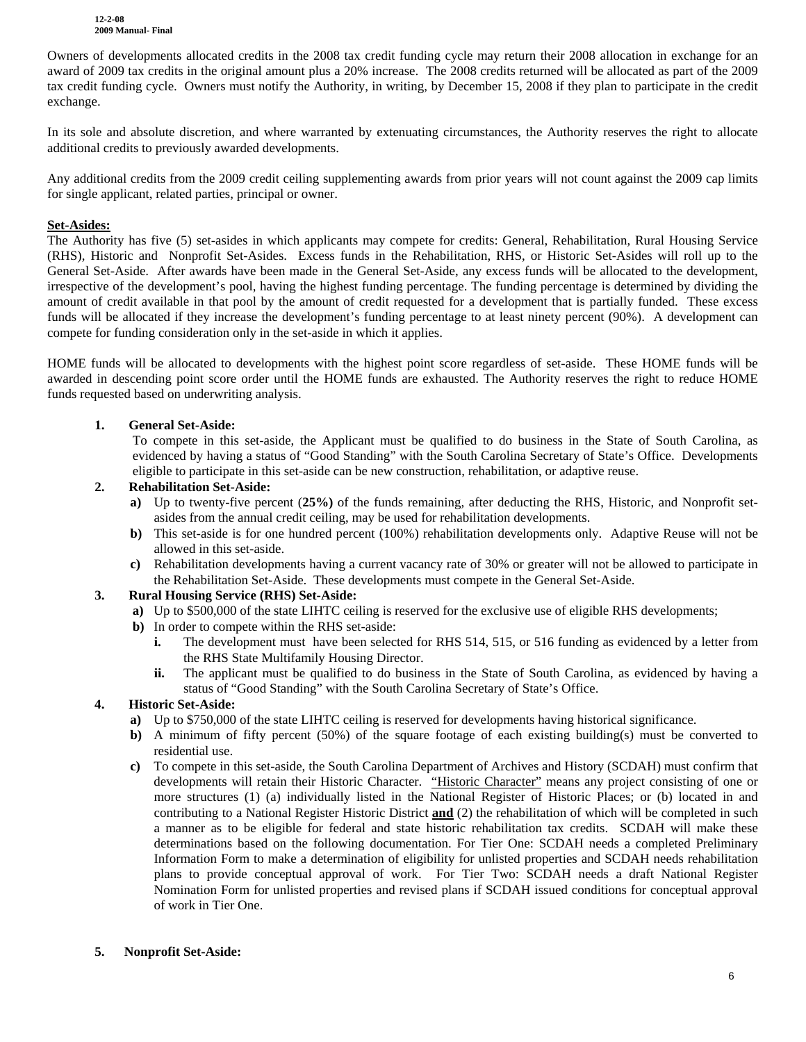Owners of developments allocated credits in the 2008 tax credit funding cycle may return their 2008 allocation in exchange for an award of 2009 tax credits in the original amount plus a 20% increase. The 2008 credits returned will be allocated as part of the 2009 tax credit funding cycle. Owners must notify the Authority, in writing, by December 15, 2008 if they plan to participate in the credit exchange.

In its sole and absolute discretion, and where warranted by extenuating circumstances, the Authority reserves the right to allocate additional credits to previously awarded developments.

Any additional credits from the 2009 credit ceiling supplementing awards from prior years will not count against the 2009 cap limits for single applicant, related parties, principal or owner.

**Set-Asides:**

The Authority has five (5) set-asides in which applicants may compete for credits: General, Rehabilitation, Rural Housing Service (RHS), Historic and Nonprofit Set-Asides. Excess funds in the Rehabilitation, RHS, or Historic Set-Asides will roll up to the General Set-Aside. After awards have been made in the General Set-Aside, any excess funds will be allocated to the development, irrespective of the development's pool, having the highest funding percentage. The funding percentage is determined by dividing the amount of credit available in that pool by the amount of credit requested for a development that is partially funded. These excess funds will be allocated if they increase the development's funding percentage to at least ninety percent (90%). A development can compete for funding consideration only in the set-aside in which it applies.

HOME funds will be allocated to developments with the highest point score regardless of set-aside. These HOME funds will be awarded in descending point score order until the HOME funds are exhausted. The Authority reserves the right to reduce HOME funds requested based on underwriting analysis.

1. **General Set-Aside:**
   To compete in this set-aside, the Applicant must be qualified to do business in the State of South Carolina, as evidenced by having a status of "Good Standing" with the South Carolina Secretary of State's Office. Developments eligible to participate in this set-aside can be new construction, rehabilitation, or adaptive reuse.

2. **Rehabilitation Set-Aside:**
   - **a)** Up to twenty-five percent (**25%)** of the funds remaining, after deducting the RHS, Historic, and Nonprofit set-asides from the annual credit ceiling, may be used for rehabilitation developments.
   - **b)** This set-aside is for one hundred percent (100%) rehabilitation developments only. Adaptive Reuse will not be allowed in this set-aside.
   - **c)** Rehabilitation developments having a current vacancy rate of 30% or greater will not be allowed to participate in the Rehabilitation Set-Aside. These developments must compete in the General Set-Aside.

3. **Rural Housing Service (RHS) Set-Aside:**
   - **a)** Up to $500,000 of the state LIHTC ceiling is reserved for the exclusive use of eligible RHS developments;
   - **b)** In order to compete within the RHS set-aside:
     - **i.** The development must have been selected for RHS 514, 515, or 516 funding as evidenced by a letter from the RHS State Multifamily Housing Director.
     - **ii.** The applicant must be qualified to do business in the State of South Carolina, as evidenced by having a status of "Good Standing" with the South Carolina Secretary of State's Office.

4. **Historic Set-Aside:**
   - **a)** Up to $750,000 of the state LIHTC ceiling is reserved for developments having historical significance.
   - **b)** A minimum of fifty percent (50%) of the square footage of each existing building(s) must be converted to residential use.
   - **c)** To compete in this set-aside, the South Carolina Department of Archives and History (SCDAH) must confirm that developments will retain their Historic Character. "Historic Character" means any project consisting of one or more structures (1) (a) individually listed in the National Register of Historic Places; or (b) located in and contributing to a National Register Historic District **and** (2) the rehabilitation of which will be completed in such a manner as to be eligible for federal and state historic rehabilitation tax credits. SCDAH will make these determinations based on the following documentation. For Tier One: SCDAH needs a completed Preliminary Information Form to make a determination of eligibility for unlisted properties and SCDAH needs rehabilitation plans to provide conceptual approval of work. For Tier Two: SCDAH needs a draft National Register Nomination Form for unlisted properties and revised plans if SCDAH issued conditions for conceptual approval of work in Tier One.

5. **Nonprofit Set-Aside:**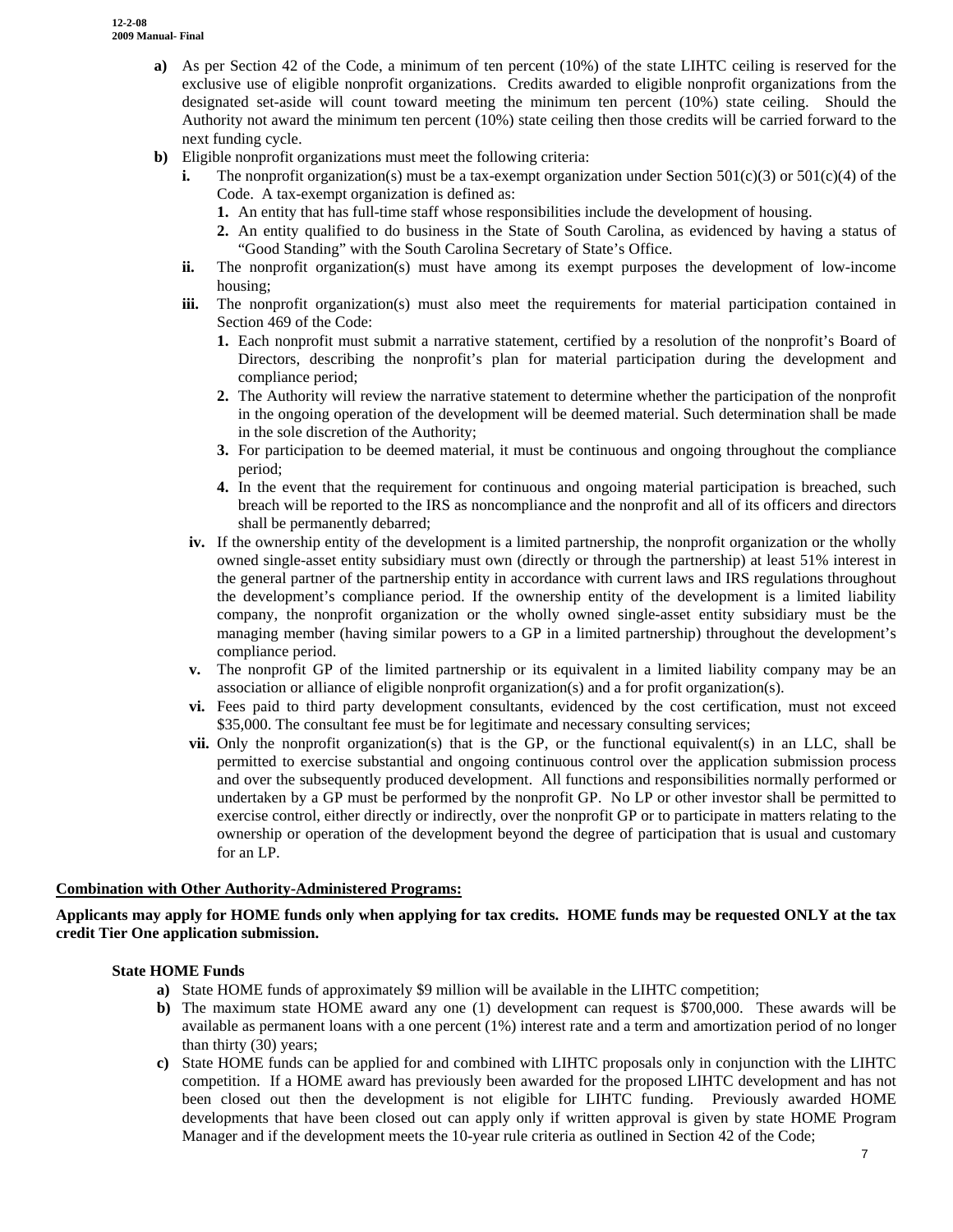- **a)** As per Section 42 of the Code, a minimum of ten percent (10%) of the state LIHTC ceiling is reserved for the exclusive use of eligible nonprofit organizations. Credits awarded to eligible nonprofit organizations from the designated set-aside will count toward meeting the minimum ten percent (10%) state ceiling. Should the Authority not award the minimum ten percent (10%) state ceiling then those credits will be carried forward to the next funding cycle.
- **b)** Eligible nonprofit organizations must meet the following criteria:
  - **i.** The nonprofit organization(s) must be a tax-exempt organization under Section 501(c)(3) or 501(c)(4) of the Code. A tax-exempt organization is defined as:
    1. An entity that has full-time staff whose responsibilities include the development of housing.
    2. An entity qualified to do business in the State of South Carolina, as evidenced by having a status of "Good Standing" with the South Carolina Secretary of State's Office.
  - **ii.** The nonprofit organization(s) must have among its exempt purposes the development of low-income housing;
  - **iii.** The nonprofit organization(s) must also meet the requirements for material participation contained in Section 469 of the Code:
    1. Each nonprofit must submit a narrative statement, certified by a resolution of the nonprofit's Board of Directors, describing the nonprofit's plan for material participation during the development and compliance period;
    2. The Authority will review the narrative statement to determine whether the participation of the nonprofit in the ongoing operation of the development will be deemed material. Such determination shall be made in the sole discretion of the Authority;
    3. For participation to be deemed material, it must be continuous and ongoing throughout the compliance period;
    4. In the event that the requirement for continuous and ongoing material participation is breached, such breach will be reported to the IRS as noncompliance and the nonprofit and all of its officers and directors shall be permanently debarred;
  - **iv.** If the ownership entity of the development is a limited partnership, the nonprofit organization or the wholly owned single-asset entity subsidiary must own (directly or through the partnership) at least 51% interest in the general partner of the partnership entity in accordance with current laws and IRS regulations throughout the development's compliance period. If the ownership entity of the development is a limited liability company, the nonprofit organization or the wholly owned single-asset entity subsidiary must be the managing member (having similar powers to a GP in a limited partnership) throughout the development's compliance period.
  - **v.** The nonprofit GP of the limited partnership or its equivalent in a limited liability company may be an association or alliance of eligible nonprofit organization(s) and a for profit organization(s).
  - **vi.** Fees paid to third party development consultants, evidenced by the cost certification, must not exceed $35,000. The consultant fee must be for legitimate and necessary consulting services;
  - **vii.** Only the nonprofit organization(s) that is the GP, or the functional equivalent(s) in an LLC, shall be permitted to exercise substantial and ongoing continuous control over the application submission process and over the subsequently produced development. All functions and responsibilities normally performed or undertaken by a GP must be performed by the nonprofit GP. No LP or other investor shall be permitted to exercise control, either directly or indirectly, over the nonprofit GP or to participate in matters relating to the ownership or operation of the development beyond the degree of participation that is usual and customary for an LP.

**Combination with Other Authority-Administered Programs:**

**Applicants may apply for HOME funds only when applying for tax credits. HOME funds may be requested ONLY at the tax credit Tier One application submission.**

**State HOME Funds**

- **a)** State HOME funds of approximately $9 million will be available in the LIHTC competition;
- **b)** The maximum state HOME award any one (1) development can request is $700,000. These awards will be available as permanent loans with a one percent (1%) interest rate and a term and amortization period of no longer than thirty (30) years;
- **c)** State HOME funds can be applied for and combined with LIHTC proposals only in conjunction with the LIHTC competition. If a HOME award has previously been awarded for the proposed LIHTC development and has not been closed out then the development is not eligible for LIHTC funding. Previously awarded HOME developments that have been closed out can apply only if written approval is given by state HOME Program Manager and if the development meets the 10-year rule criteria as outlined in Section 42 of the Code;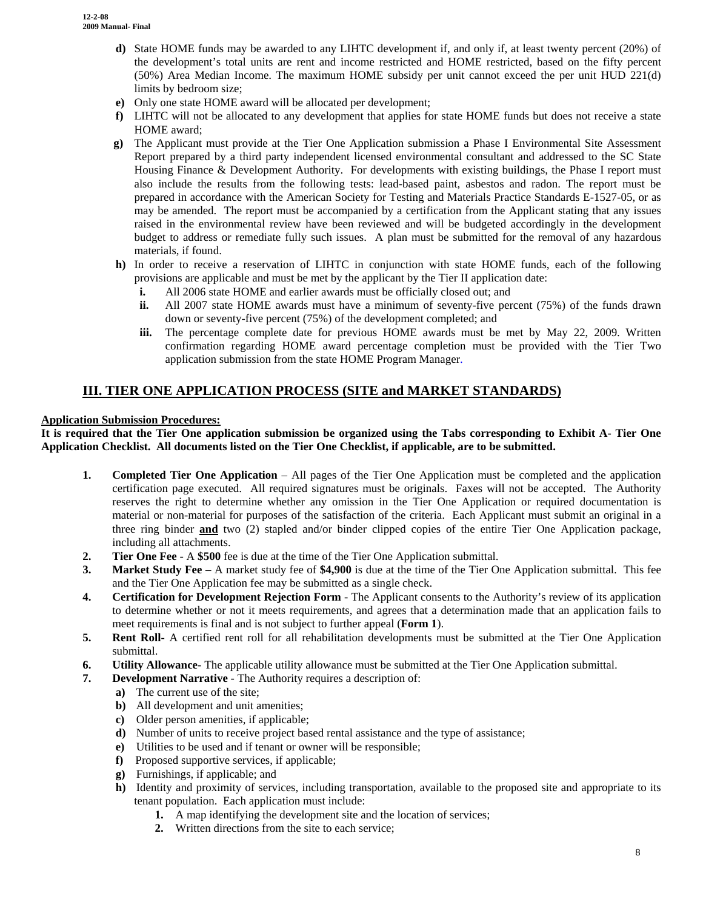**d)** State HOME funds may be awarded to any LIHTC development if, and only if, at least twenty percent (20%) of the development's total units are rent and income restricted and HOME restricted, based on the fifty percent (50%) Area Median Income. The maximum HOME subsidy per unit cannot exceed the per unit HUD 221(d) limits by bedroom size;

**e)** Only one state HOME award will be allocated per development;

**f)** LIHTC will not be allocated to any development that applies for state HOME funds but does not receive a state HOME award;

**g)** The Applicant must provide at the Tier One Application submission a Phase I Environmental Site Assessment Report prepared by a third party independent licensed environmental consultant and addressed to the SC State Housing Finance & Development Authority. For developments with existing buildings, the Phase I report must also include the results from the following tests: lead-based paint, asbestos and radon. The report must be prepared in accordance with the American Society for Testing and Materials Practice Standards E-1527-05, or as may be amended. The report must be accompanied by a certification from the Applicant stating that any issues raised in the environmental review have been reviewed and will be budgeted accordingly in the development budget to address or remediate fully such issues. A plan must be submitted for the removal of any hazardous materials, if found.

**h)** In order to receive a reservation of LIHTC in conjunction with state HOME funds, each of the following provisions are applicable and must be met by the applicant by the Tier II application date:

- **i.** All 2006 state HOME and earlier awards must be officially closed out; and
- **ii.** All 2007 state HOME awards must have a minimum of seventy-five percent (75%) of the funds drawn down or seventy-five percent (75%) of the development completed; and
- **iii.** The percentage complete date for previous HOME awards must be met by May 22, 2009. Written confirmation regarding HOME award percentage completion must be provided with the Tier Two application submission from the state HOME Program Manager.

## III. TIER ONE APPLICATION PROCESS (SITE and MARKET STANDARDS)

**Application Submission Procedures:**

**It is required that the Tier One application submission be organized using the Tabs corresponding to Exhibit A- Tier One Application Checklist. All documents listed on the Tier One Checklist, if applicable, are to be submitted.**

1. **Completed Tier One Application** – All pages of the Tier One Application must be completed and the application certification page executed. All required signatures must be originals. Faxes will not be accepted. The Authority reserves the right to determine whether any omission in the Tier One Application or required documentation is material or non-material for purposes of the satisfaction of the criteria. Each Applicant must submit an original in a three ring binder **and** two (2) stapled and/or binder clipped copies of the entire Tier One Application package, including all attachments.
2. **Tier One Fee** - A **$500** fee is due at the time of the Tier One Application submittal.
3. **Market Study Fee** – A market study fee of **$4,900** is due at the time of the Tier One Application submittal. This fee and the Tier One Application fee may be submitted as a single check.
4. **Certification for Development Rejection Form** - The Applicant consents to the Authority's review of its application to determine whether or not it meets requirements, and agrees that a determination made that an application fails to meet requirements is final and is not subject to further appeal (**Form 1**).
5. **Rent Roll**- A certified rent roll for all rehabilitation developments must be submitted at the Tier One Application submittal.
6. **Utility Allowance**- The applicable utility allowance must be submitted at the Tier One Application submittal.
7. **Development Narrative** - The Authority requires a description of:
   - **a)** The current use of the site;
   - **b)** All development and unit amenities;
   - **c)** Older person amenities, if applicable;
   - **d)** Number of units to receive project based rental assistance and the type of assistance;
   - **e)** Utilities to be used and if tenant or owner will be responsible;
   - **f)** Proposed supportive services, if applicable;
   - **g)** Furnishings, if applicable; and
   - **h)** Identity and proximity of services, including transportation, available to the proposed site and appropriate to its tenant population. Each application must include:
     1. A map identifying the development site and the location of services;
     2. Written directions from the site to each service;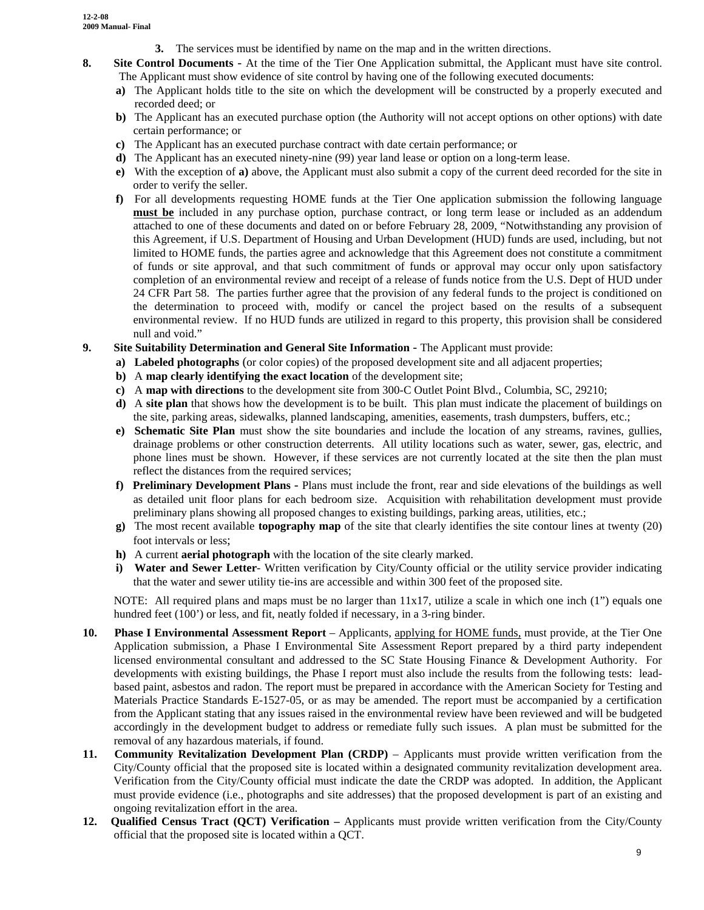3. The services must be identified by name on the map and in the written directions.

8. **Site Control Documents -** At the time of the Tier One Application submittal, the Applicant must have site control. The Applicant must show evidence of site control by having one of the following executed documents:
   - **a)** The Applicant holds title to the site on which the development will be constructed by a properly executed and recorded deed; or
   - **b)** The Applicant has an executed purchase option (the Authority will not accept options on other options) with date certain performance; or
   - **c)** The Applicant has an executed purchase contract with date certain performance; or
   - **d)** The Applicant has an executed ninety-nine (99) year land lease or option on a long-term lease.
   - **e)** With the exception of **a)** above, the Applicant must also submit a copy of the current deed recorded for the site in order to verify the seller.
   - **f)** For all developments requesting HOME funds at the Tier One application submission the following language **must be** included in any purchase option, purchase contract, or long term lease or included as an addendum attached to one of these documents and dated on or before February 28, 2009, "Notwithstanding any provision of this Agreement, if U.S. Department of Housing and Urban Development (HUD) funds are used, including, but not limited to HOME funds, the parties agree and acknowledge that this Agreement does not constitute a commitment of funds or site approval, and that such commitment of funds or approval may occur only upon satisfactory completion of an environmental review and receipt of a release of funds notice from the U.S. Dept of HUD under 24 CFR Part 58. The parties further agree that the provision of any federal funds to the project is conditioned on the determination to proceed with, modify or cancel the project based on the results of a subsequent environmental review. If no HUD funds are utilized in regard to this property, this provision shall be considered null and void."

9. **Site Suitability Determination and General Site Information -** The Applicant must provide:
   - **a) Labeled photographs** (or color copies) of the proposed development site and all adjacent properties;
   - **b)** A **map clearly identifying the exact location** of the development site;
   - **c)** A **map with directions** to the development site from 300-C Outlet Point Blvd., Columbia, SC, 29210;
   - **d)** A **site plan** that shows how the development is to be built. This plan must indicate the placement of buildings on the site, parking areas, sidewalks, planned landscaping, amenities, easements, trash dumpsters, buffers, etc.;
   - **e) Schematic Site Plan** must show the site boundaries and include the location of any streams, ravines, gullies, drainage problems or other construction deterrents. All utility locations such as water, sewer, gas, electric, and phone lines must be shown. However, if these services are not currently located at the site then the plan must reflect the distances from the required services;
   - **f) Preliminary Development Plans -** Plans must include the front, rear and side elevations of the buildings as well as detailed unit floor plans for each bedroom size. Acquisition with rehabilitation development must provide preliminary plans showing all proposed changes to existing buildings, parking areas, utilities, etc.;
   - **g)** The most recent available **topography map** of the site that clearly identifies the site contour lines at twenty (20) foot intervals or less;
   - **h)** A current **aerial photograph** with the location of the site clearly marked.
   - **i) Water and Sewer Letter**- Written verification by City/County official or the utility service provider indicating that the water and sewer utility tie-ins are accessible and within 300 feet of the proposed site.

   NOTE: All required plans and maps must be no larger than 11x17, utilize a scale in which one inch (1") equals one hundred feet (100') or less, and fit, neatly folded if necessary, in a 3-ring binder.

10. **Phase I Environmental Assessment Report** – Applicants, applying for HOME funds, must provide, at the Tier One Application submission, a Phase I Environmental Site Assessment Report prepared by a third party independent licensed environmental consultant and addressed to the SC State Housing Finance & Development Authority. For developments with existing buildings, the Phase I report must also include the results from the following tests: lead-based paint, asbestos and radon. The report must be prepared in accordance with the American Society for Testing and Materials Practice Standards E-1527-05, or as may be amended. The report must be accompanied by a certification from the Applicant stating that any issues raised in the environmental review have been reviewed and will be budgeted accordingly in the development budget to address or remediate fully such issues. A plan must be submitted for the removal of any hazardous materials, if found.

11. **Community Revitalization Development Plan (CRDP)** – Applicants must provide written verification from the City/County official that the proposed site is located within a designated community revitalization development area. Verification from the City/County official must indicate the date the CRDP was adopted. In addition, the Applicant must provide evidence (i.e., photographs and site addresses) that the proposed development is part of an existing and ongoing revitalization effort in the area.

12. **Qualified Census Tract (QCT) Verification –** Applicants must provide written verification from the City/County official that the proposed site is located within a QCT.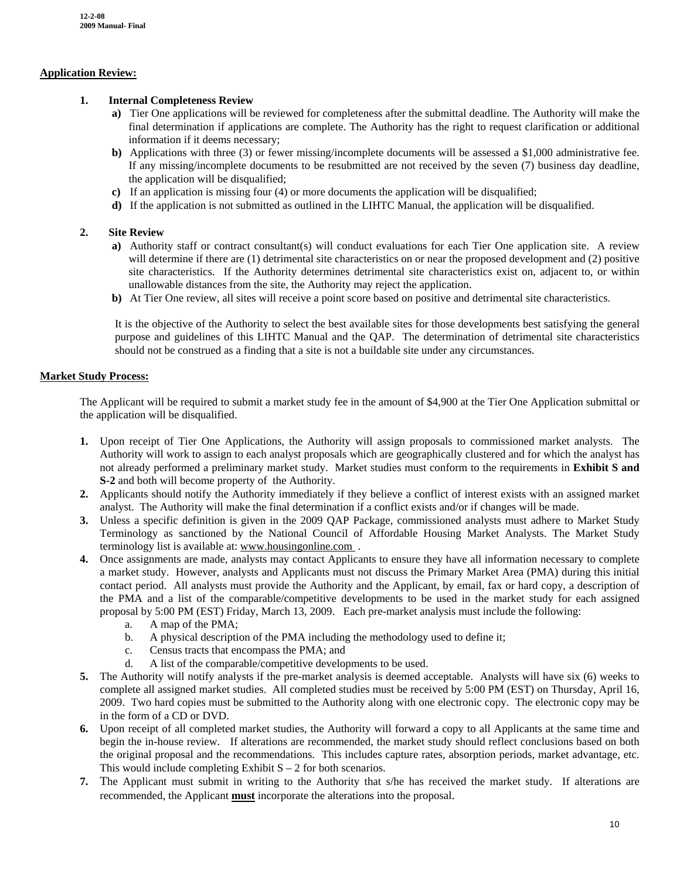**Application Review:**

1. **Internal Completeness Review**
   - **a)** Tier One applications will be reviewed for completeness after the submittal deadline. The Authority will make the final determination if applications are complete. The Authority has the right to request clarification or additional information if it deems necessary;
   - **b)** Applications with three (3) or fewer missing/incomplete documents will be assessed a $1,000 administrative fee. If any missing/incomplete documents to be resubmitted are not received by the seven (7) business day deadline, the application will be disqualified;
   - **c)** If an application is missing four (4) or more documents the application will be disqualified;
   - **d)** If the application is not submitted as outlined in the LIHTC Manual, the application will be disqualified.

2. **Site Review**
   - **a)** Authority staff or contract consultant(s) will conduct evaluations for each Tier One application site. A review will determine if there are (1) detrimental site characteristics on or near the proposed development and (2) positive site characteristics. If the Authority determines detrimental site characteristics exist on, adjacent to, or within unallowable distances from the site, the Authority may reject the application.
   - **b)** At Tier One review, all sites will receive a point score based on positive and detrimental site characteristics.

   It is the objective of the Authority to select the best available sites for those developments best satisfying the general purpose and guidelines of this LIHTC Manual and the QAP. The determination of detrimental site characteristics should not be construed as a finding that a site is not a buildable site under any circumstances.

**Market Study Process:**

The Applicant will be required to submit a market study fee in the amount of $4,900 at the Tier One Application submittal or the application will be disqualified.

1. Upon receipt of Tier One Applications, the Authority will assign proposals to commissioned market analysts. The Authority will work to assign to each analyst proposals which are geographically clustered and for which the analyst has not already performed a preliminary market study. Market studies must conform to the requirements in **Exhibit S and S-2** and both will become property of the Authority.
2. Applicants should notify the Authority immediately if they believe a conflict of interest exists with an assigned market analyst. The Authority will make the final determination if a conflict exists and/or if changes will be made.
3. Unless a specific definition is given in the 2009 QAP Package, commissioned analysts must adhere to Market Study Terminology as sanctioned by the National Council of Affordable Housing Market Analysts. The Market Study terminology list is available at: www.housingonline.com .
4. Once assignments are made, analysts may contact Applicants to ensure they have all information necessary to complete a market study. However, analysts and Applicants must not discuss the Primary Market Area (PMA) during this initial contact period. All analysts must provide the Authority and the Applicant, by email, fax or hard copy, a description of the PMA and a list of the comparable/competitive developments to be used in the market study for each assigned proposal by 5:00 PM (EST) Friday, March 13, 2009. Each pre-market analysis must include the following:
   a. A map of the PMA;
   b. A physical description of the PMA including the methodology used to define it;
   c. Census tracts that encompass the PMA; and
   d. A list of the comparable/competitive developments to be used.
5. The Authority will notify analysts if the pre-market analysis is deemed acceptable. Analysts will have six (6) weeks to complete all assigned market studies. All completed studies must be received by 5:00 PM (EST) on Thursday, April 16, 2009. Two hard copies must be submitted to the Authority along with one electronic copy. The electronic copy may be in the form of a CD or DVD.
6. Upon receipt of all completed market studies, the Authority will forward a copy to all Applicants at the same time and begin the in-house review. If alterations are recommended, the market study should reflect conclusions based on both the original proposal and the recommendations. This includes capture rates, absorption periods, market advantage, etc. This would include completing Exhibit S – 2 for both scenarios.
7. The Applicant must submit in writing to the Authority that s/he has received the market study. If alterations are recommended, the Applicant **must** incorporate the alterations into the proposal.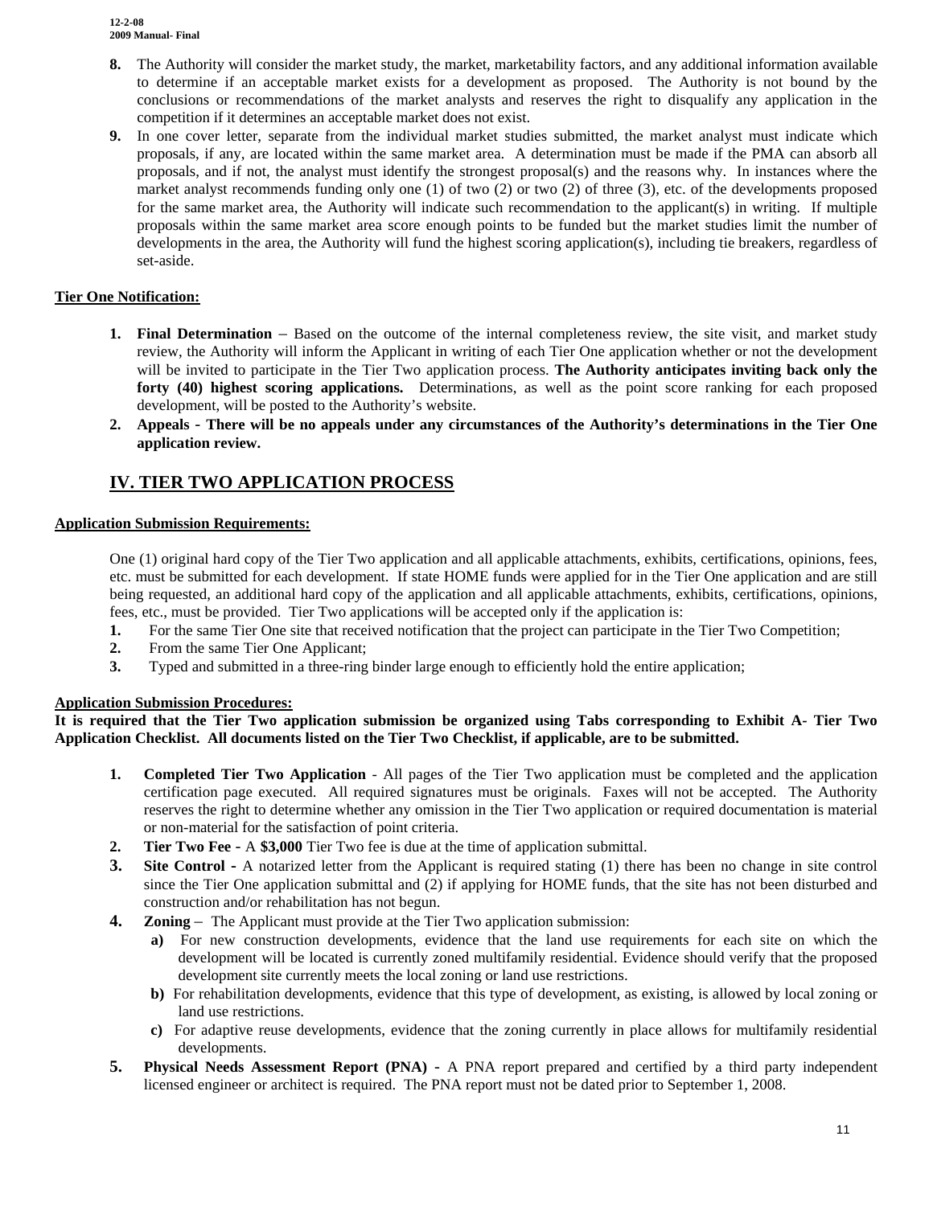**8.** The Authority will consider the market study, the market, marketability factors, and any additional information available to determine if an acceptable market exists for a development as proposed. The Authority is not bound by the conclusions or recommendations of the market analysts and reserves the right to disqualify any application in the competition if it determines an acceptable market does not exist.

**9.** In one cover letter, separate from the individual market studies submitted, the market analyst must indicate which proposals, if any, are located within the same market area. A determination must be made if the PMA can absorb all proposals, and if not, the analyst must identify the strongest proposal(s) and the reasons why. In instances where the market analyst recommends funding only one (1) of two (2) or two (2) of three (3), etc. of the developments proposed for the same market area, the Authority will indicate such recommendation to the applicant(s) in writing. If multiple proposals within the same market area score enough points to be funded but the market studies limit the number of developments in the area, the Authority will fund the highest scoring application(s), including tie breakers, regardless of set-aside.

**Tier One Notification:**

1. **Final Determination** – Based on the outcome of the internal completeness review, the site visit, and market study review, the Authority will inform the Applicant in writing of each Tier One application whether or not the development will be invited to participate in the Tier Two application process. **The Authority anticipates inviting back only the forty (40) highest scoring applications.** Determinations, as well as the point score ranking for each proposed development, will be posted to the Authority's website.
2. **Appeals** - **There will be no appeals under any circumstances of the Authority's determinations in the Tier One application review.**

## IV. TIER TWO APPLICATION PROCESS

**Application Submission Requirements:**

One (1) original hard copy of the Tier Two application and all applicable attachments, exhibits, certifications, opinions, fees, etc. must be submitted for each development. If state HOME funds were applied for in the Tier One application and are still being requested, an additional hard copy of the application and all applicable attachments, exhibits, certifications, opinions, fees, etc., must be provided. Tier Two applications will be accepted only if the application is:

1. For the same Tier One site that received notification that the project can participate in the Tier Two Competition;
2. From the same Tier One Applicant;
3. Typed and submitted in a three-ring binder large enough to efficiently hold the entire application;

**Application Submission Procedures:**

**It is required that the Tier Two application submission be organized using Tabs corresponding to Exhibit A- Tier Two Application Checklist. All documents listed on the Tier Two Checklist, if applicable, are to be submitted.**

1. **Completed Tier Two Application** - All pages of the Tier Two application must be completed and the application certification page executed. All required signatures must be originals. Faxes will not be accepted. The Authority reserves the right to determine whether any omission in the Tier Two application or required documentation is material or non-material for the satisfaction of point criteria.
2. **Tier Two Fee -** A **$3,000** Tier Two fee is due at the time of application submittal.
3. **Site Control -** A notarized letter from the Applicant is required stating (1) there has been no change in site control since the Tier One application submittal and (2) if applying for HOME funds, that the site has not been disturbed and construction and/or rehabilitation has not begun.
4. **Zoning** – The Applicant must provide at the Tier Two application submission:
   - **a)** For new construction developments, evidence that the land use requirements for each site on which the development will be located is currently zoned multifamily residential. Evidence should verify that the proposed development site currently meets the local zoning or land use restrictions.
   - **b)** For rehabilitation developments, evidence that this type of development, as existing, is allowed by local zoning or land use restrictions.
   - **c)** For adaptive reuse developments, evidence that the zoning currently in place allows for multifamily residential developments.
5. **Physical Needs Assessment Report (PNA) -** A PNA report prepared and certified by a third party independent licensed engineer or architect is required. The PNA report must not be dated prior to September 1, 2008.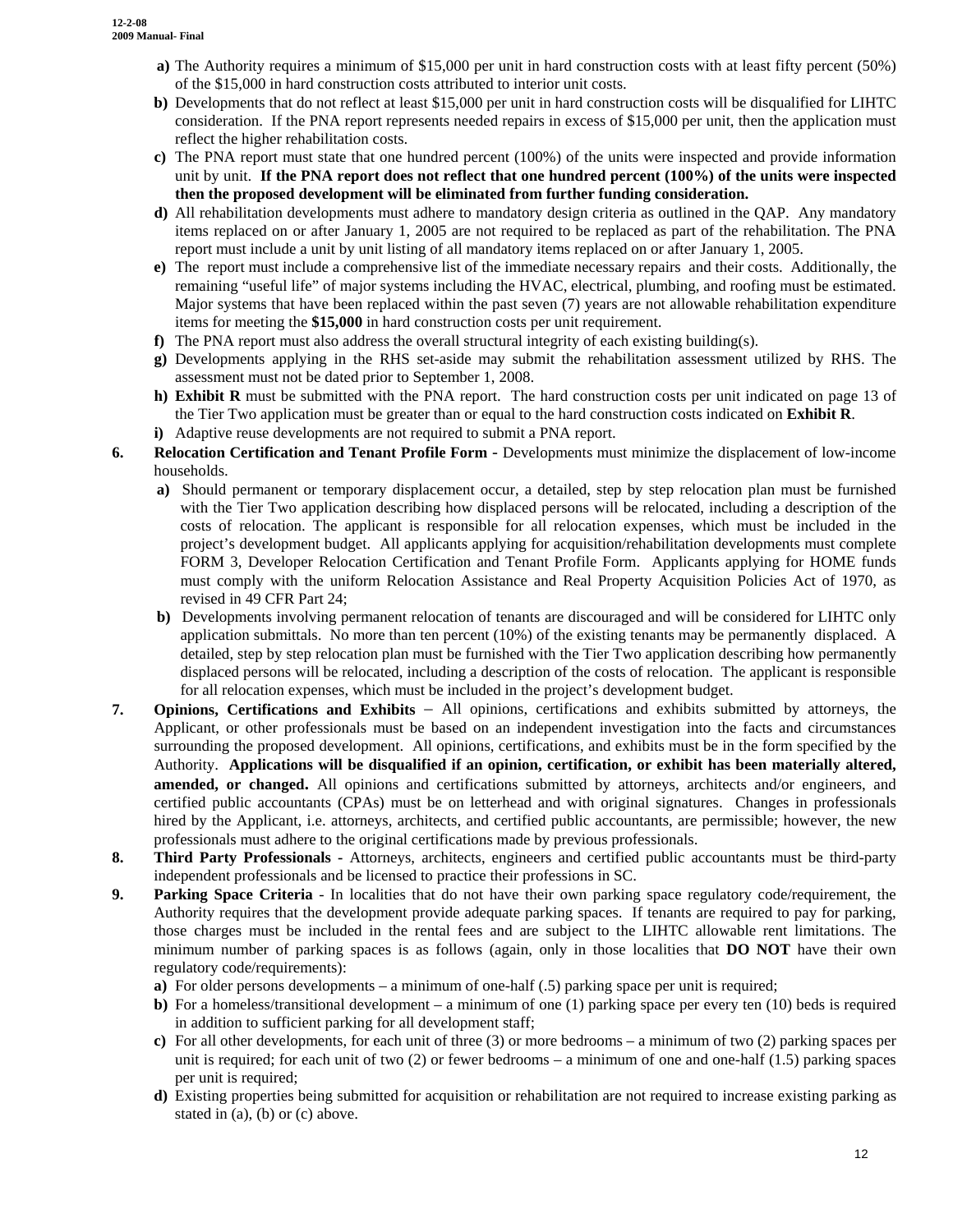a) The Authority requires a minimum of $15,000 per unit in hard construction costs with at least fifty percent (50%) of the $15,000 in hard construction costs attributed to interior unit costs.

b) Developments that do not reflect at least $15,000 per unit in hard construction costs will be disqualified for LIHTC consideration. If the PNA report represents needed repairs in excess of $15,000 per unit, then the application must reflect the higher rehabilitation costs.

c) The PNA report must state that one hundred percent (100%) of the units were inspected and provide information unit by unit. **If the PNA report does not reflect that one hundred percent (100%) of the units were inspected then the proposed development will be eliminated from further funding consideration.**

d) All rehabilitation developments must adhere to mandatory design criteria as outlined in the QAP. Any mandatory items replaced on or after January 1, 2005 are not required to be replaced as part of the rehabilitation. The PNA report must include a unit by unit listing of all mandatory items replaced on or after January 1, 2005.

e) The report must include a comprehensive list of the immediate necessary repairs and their costs. Additionally, the remaining "useful life" of major systems including the HVAC, electrical, plumbing, and roofing must be estimated. Major systems that have been replaced within the past seven (7) years are not allowable rehabilitation expenditure items for meeting the **$15,000** in hard construction costs per unit requirement.

f) The PNA report must also address the overall structural integrity of each existing building(s).

g) Developments applying in the RHS set-aside may submit the rehabilitation assessment utilized by RHS. The assessment must not be dated prior to September 1, 2008.

h) **Exhibit R** must be submitted with the PNA report. The hard construction costs per unit indicated on page 13 of the Tier Two application must be greater than or equal to the hard construction costs indicated on **Exhibit R**.

i) Adaptive reuse developments are not required to submit a PNA report.

6. **Relocation Certification and Tenant Profile Form -** Developments must minimize the displacement of low-income households.

   a) Should permanent or temporary displacement occur, a detailed, step by step relocation plan must be furnished with the Tier Two application describing how displaced persons will be relocated, including a description of the costs of relocation. The applicant is responsible for all relocation expenses, which must be included in the project's development budget. All applicants applying for acquisition/rehabilitation developments must complete FORM 3, Developer Relocation Certification and Tenant Profile Form. Applicants applying for HOME funds must comply with the uniform Relocation Assistance and Real Property Acquisition Policies Act of 1970, as revised in 49 CFR Part 24;

   b) Developments involving permanent relocation of tenants are discouraged and will be considered for LIHTC only application submittals. No more than ten percent (10%) of the existing tenants may be permanently displaced. A detailed, step by step relocation plan must be furnished with the Tier Two application describing how permanently displaced persons will be relocated, including a description of the costs of relocation. The applicant is responsible for all relocation expenses, which must be included in the project's development budget.

7. **Opinions, Certifications and Exhibits** – All opinions, certifications and exhibits submitted by attorneys, the Applicant, or other professionals must be based on an independent investigation into the facts and circumstances surrounding the proposed development. All opinions, certifications, and exhibits must be in the form specified by the Authority. **Applications will be disqualified if an opinion, certification, or exhibit has been materially altered, amended, or changed.** All opinions and certifications submitted by attorneys, architects and/or engineers, and certified public accountants (CPAs) must be on letterhead and with original signatures. Changes in professionals hired by the Applicant, i.e. attorneys, architects, and certified public accountants, are permissible; however, the new professionals must adhere to the original certifications made by previous professionals.

8. **Third Party Professionals -** Attorneys, architects, engineers and certified public accountants must be third-party independent professionals and be licensed to practice their professions in SC.

9. **Parking Space Criteria** - In localities that do not have their own parking space regulatory code/requirement, the Authority requires that the development provide adequate parking spaces. If tenants are required to pay for parking, those charges must be included in the rental fees and are subject to the LIHTC allowable rent limitations. The minimum number of parking spaces is as follows (again, only in those localities that **DO NOT** have their own regulatory code/requirements):

   a) For older persons developments – a minimum of one-half (.5) parking space per unit is required;

   b) For a homeless/transitional development – a minimum of one (1) parking space per every ten (10) beds is required in addition to sufficient parking for all development staff;

   c) For all other developments, for each unit of three (3) or more bedrooms – a minimum of two (2) parking spaces per unit is required; for each unit of two (2) or fewer bedrooms – a minimum of one and one-half (1.5) parking spaces per unit is required;

   d) Existing properties being submitted for acquisition or rehabilitation are not required to increase existing parking as stated in (a), (b) or (c) above.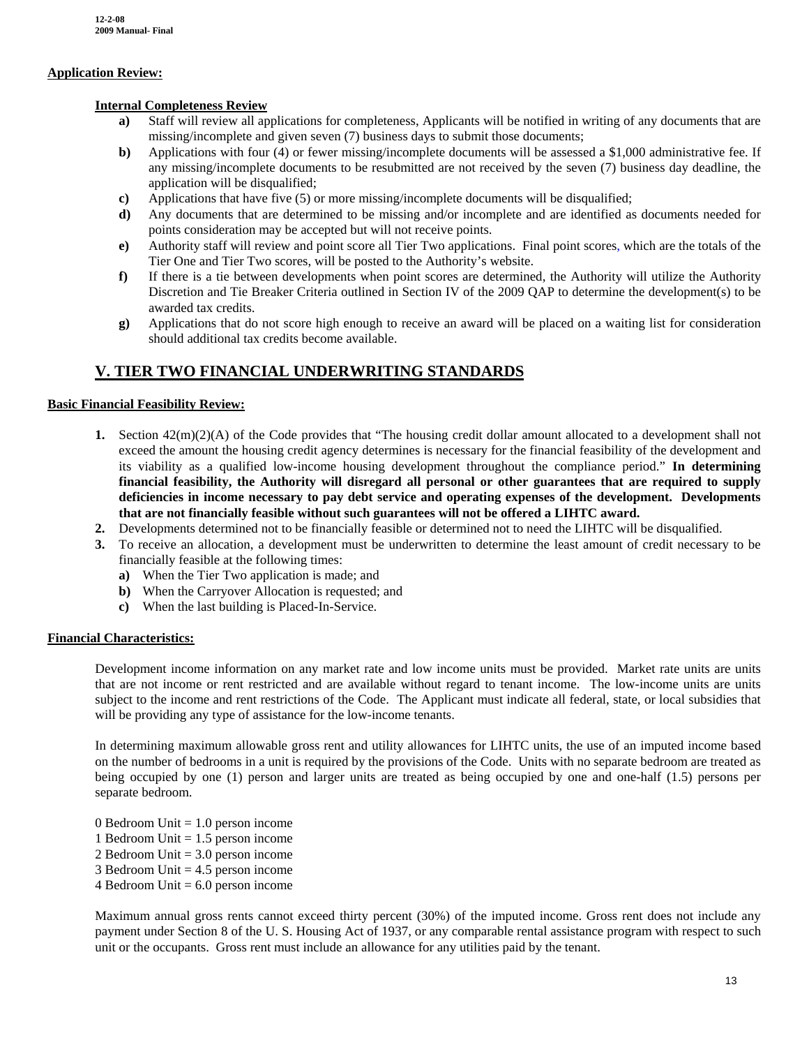**Application Review:**

**Internal Completeness Review**

- **a)** Staff will review all applications for completeness, Applicants will be notified in writing of any documents that are missing/incomplete and given seven (7) business days to submit those documents;
- **b)** Applications with four (4) or fewer missing/incomplete documents will be assessed a $1,000 administrative fee. If any missing/incomplete documents to be resubmitted are not received by the seven (7) business day deadline, the application will be disqualified;
- **c)** Applications that have five (5) or more missing/incomplete documents will be disqualified;
- **d)** Any documents that are determined to be missing and/or incomplete and are identified as documents needed for points consideration may be accepted but will not receive points.
- **e)** Authority staff will review and point score all Tier Two applications. Final point scores, which are the totals of the Tier One and Tier Two scores, will be posted to the Authority's website.
- **f)** If there is a tie between developments when point scores are determined, the Authority will utilize the Authority Discretion and Tie Breaker Criteria outlined in Section IV of the 2009 QAP to determine the development(s) to be awarded tax credits.
- **g)** Applications that do not score high enough to receive an award will be placed on a waiting list for consideration should additional tax credits become available.

## V. TIER TWO FINANCIAL UNDERWRITING STANDARDS

**Basic Financial Feasibility Review:**

1. Section 42(m)(2)(A) of the Code provides that "The housing credit dollar amount allocated to a development shall not exceed the amount the housing credit agency determines is necessary for the financial feasibility of the development and its viability as a qualified low-income housing development throughout the compliance period." **In determining financial feasibility, the Authority will disregard all personal or other guarantees that are required to supply deficiencies in income necessary to pay debt service and operating expenses of the development. Developments that are not financially feasible without such guarantees will not be offered a LIHTC award.**
2. Developments determined not to be financially feasible or determined not to need the LIHTC will be disqualified.
3. To receive an allocation, a development must be underwritten to determine the least amount of credit necessary to be financially feasible at the following times:
   - **a)** When the Tier Two application is made; and
   - **b)** When the Carryover Allocation is requested; and
   - **c)** When the last building is Placed-In-Service.

**Financial Characteristics:**

Development income information on any market rate and low income units must be provided. Market rate units are units that are not income or rent restricted and are available without regard to tenant income. The low-income units are units subject to the income and rent restrictions of the Code. The Applicant must indicate all federal, state, or local subsidies that will be providing any type of assistance for the low-income tenants.

In determining maximum allowable gross rent and utility allowances for LIHTC units, the use of an imputed income based on the number of bedrooms in a unit is required by the provisions of the Code. Units with no separate bedroom are treated as being occupied by one (1) person and larger units are treated as being occupied by one and one-half (1.5) persons per separate bedroom.

0 Bedroom Unit = 1.0 person income
1 Bedroom Unit = 1.5 person income
2 Bedroom Unit = 3.0 person income
3 Bedroom Unit = 4.5 person income
4 Bedroom Unit = 6.0 person income

Maximum annual gross rents cannot exceed thirty percent (30%) of the imputed income. Gross rent does not include any payment under Section 8 of the U. S. Housing Act of 1937, or any comparable rental assistance program with respect to such unit or the occupants. Gross rent must include an allowance for any utilities paid by the tenant.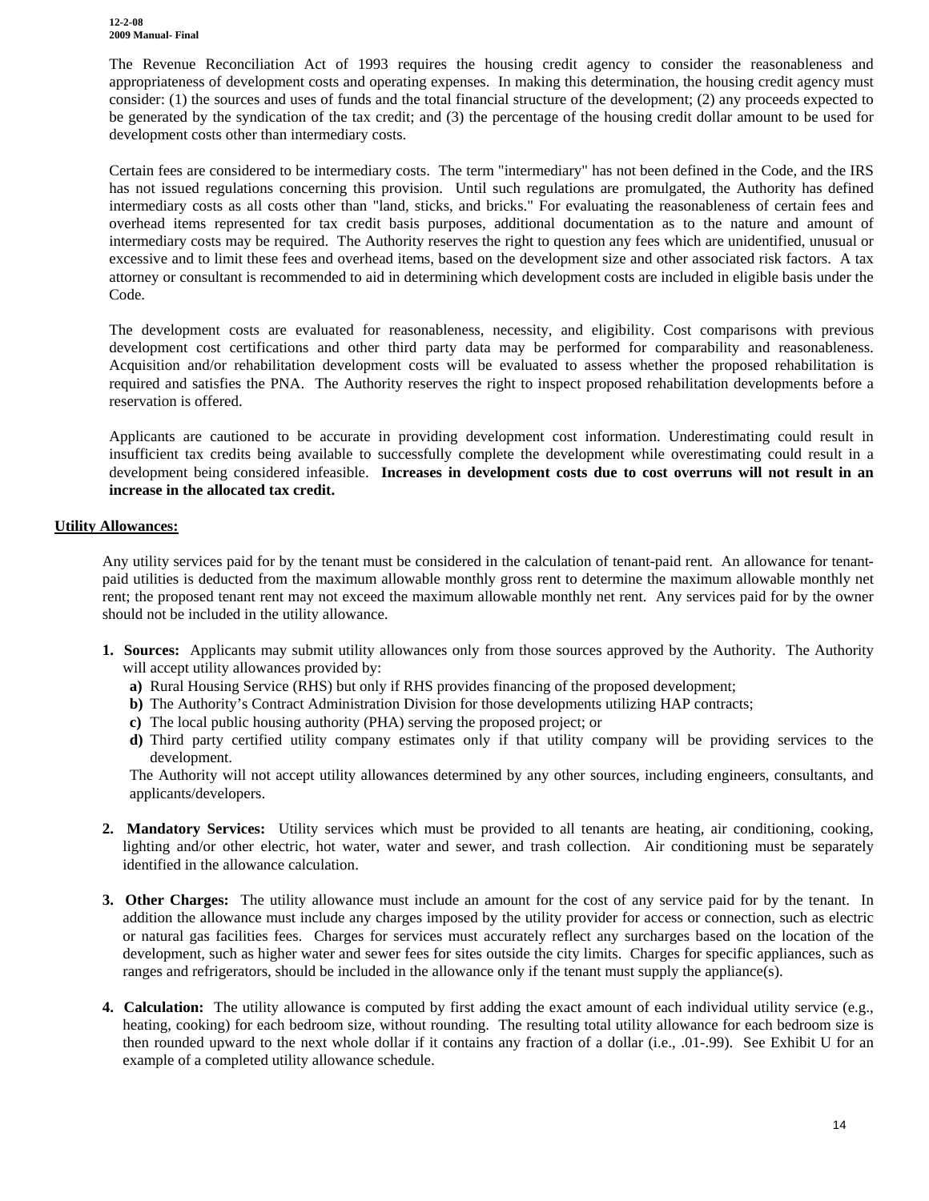The Revenue Reconciliation Act of 1993 requires the housing credit agency to consider the reasonableness and appropriateness of development costs and operating expenses. In making this determination, the housing credit agency must consider: (1) the sources and uses of funds and the total financial structure of the development; (2) any proceeds expected to be generated by the syndication of the tax credit; and (3) the percentage of the housing credit dollar amount to be used for development costs other than intermediary costs.

Certain fees are considered to be intermediary costs. The term "intermediary" has not been defined in the Code, and the IRS has not issued regulations concerning this provision. Until such regulations are promulgated, the Authority has defined intermediary costs as all costs other than "land, sticks, and bricks." For evaluating the reasonableness of certain fees and overhead items represented for tax credit basis purposes, additional documentation as to the nature and amount of intermediary costs may be required. The Authority reserves the right to question any fees which are unidentified, unusual or excessive and to limit these fees and overhead items, based on the development size and other associated risk factors. A tax attorney or consultant is recommended to aid in determining which development costs are included in eligible basis under the Code.

The development costs are evaluated for reasonableness, necessity, and eligibility. Cost comparisons with previous development cost certifications and other third party data may be performed for comparability and reasonableness. Acquisition and/or rehabilitation development costs will be evaluated to assess whether the proposed rehabilitation is required and satisfies the PNA. The Authority reserves the right to inspect proposed rehabilitation developments before a reservation is offered.

Applicants are cautioned to be accurate in providing development cost information. Underestimating could result in insufficient tax credits being available to successfully complete the development while overestimating could result in a development being considered infeasible. **Increases in development costs due to cost overruns will not result in an increase in the allocated tax credit.**

## Utility Allowances:

Any utility services paid for by the tenant must be considered in the calculation of tenant-paid rent. An allowance for tenant-paid utilities is deducted from the maximum allowable monthly gross rent to determine the maximum allowable monthly net rent; the proposed tenant rent may not exceed the maximum allowable monthly net rent. Any services paid for by the owner should not be included in the utility allowance.

1. **Sources:** Applicants may submit utility allowances only from those sources approved by the Authority. The Authority will accept utility allowances provided by:
   - **a)** Rural Housing Service (RHS) but only if RHS provides financing of the proposed development;
   - **b)** The Authority's Contract Administration Division for those developments utilizing HAP contracts;
   - **c)** The local public housing authority (PHA) serving the proposed project; or
   - **d)** Third party certified utility company estimates only if that utility company will be providing services to the development.

   The Authority will not accept utility allowances determined by any other sources, including engineers, consultants, and applicants/developers.

2. **Mandatory Services:** Utility services which must be provided to all tenants are heating, air conditioning, cooking, lighting and/or other electric, hot water, water and sewer, and trash collection. Air conditioning must be separately identified in the allowance calculation.

3. **Other Charges:** The utility allowance must include an amount for the cost of any service paid for by the tenant. In addition the allowance must include any charges imposed by the utility provider for access or connection, such as electric or natural gas facilities fees. Charges for services must accurately reflect any surcharges based on the location of the development, such as higher water and sewer fees for sites outside the city limits. Charges for specific appliances, such as ranges and refrigerators, should be included in the allowance only if the tenant must supply the appliance(s).

4. **Calculation:** The utility allowance is computed by first adding the exact amount of each individual utility service (e.g., heating, cooking) for each bedroom size, without rounding. The resulting total utility allowance for each bedroom size is then rounded upward to the next whole dollar if it contains any fraction of a dollar (i.e., .01-.99). See Exhibit U for an example of a completed utility allowance schedule.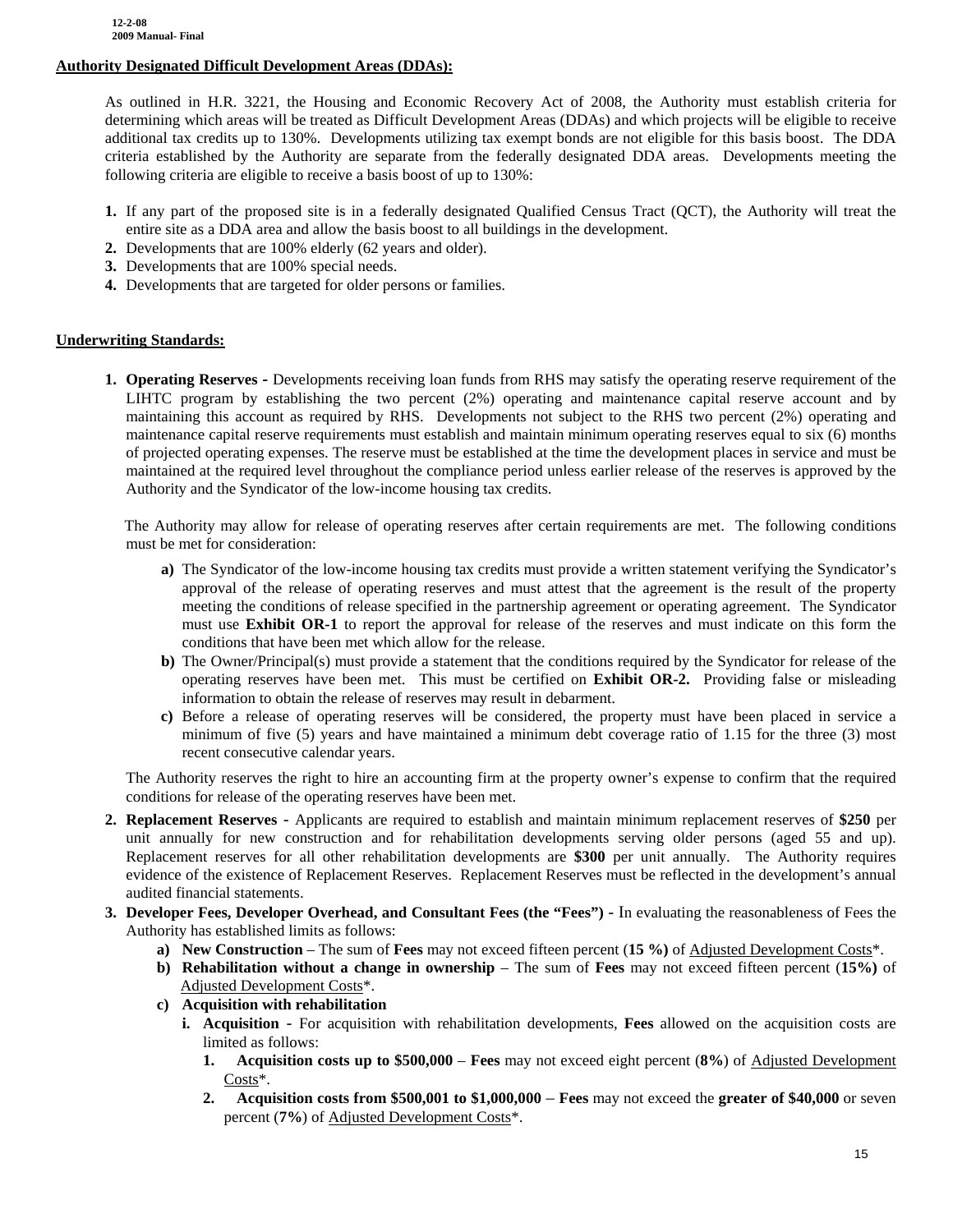**Authority Designated Difficult Development Areas (DDAs):**

As outlined in H.R. 3221, the Housing and Economic Recovery Act of 2008, the Authority must establish criteria for determining which areas will be treated as Difficult Development Areas (DDAs) and which projects will be eligible to receive additional tax credits up to 130%. Developments utilizing tax exempt bonds are not eligible for this basis boost. The DDA criteria established by the Authority are separate from the federally designated DDA areas. Developments meeting the following criteria are eligible to receive a basis boost of up to 130%:

1. If any part of the proposed site is in a federally designated Qualified Census Tract (QCT), the Authority will treat the entire site as a DDA area and allow the basis boost to all buildings in the development.
2. Developments that are 100% elderly (62 years and older).
3. Developments that are 100% special needs.
4. Developments that are targeted for older persons or families.

**Underwriting Standards:**

1. **Operating Reserves -** Developments receiving loan funds from RHS may satisfy the operating reserve requirement of the LIHTC program by establishing the two percent (2%) operating and maintenance capital reserve account and by maintaining this account as required by RHS. Developments not subject to the RHS two percent (2%) operating and maintenance capital reserve requirements must establish and maintain minimum operating reserves equal to six (6) months of projected operating expenses. The reserve must be established at the time the development places in service and must be maintained at the required level throughout the compliance period unless earlier release of the reserves is approved by the Authority and the Syndicator of the low-income housing tax credits.

   The Authority may allow for release of operating reserves after certain requirements are met. The following conditions must be met for consideration:

   a) The Syndicator of the low-income housing tax credits must provide a written statement verifying the Syndicator's approval of the release of operating reserves and must attest that the agreement is the result of the property meeting the conditions of release specified in the partnership agreement or operating agreement. The Syndicator must use **Exhibit OR-1** to report the approval for release of the reserves and must indicate on this form the conditions that have been met which allow for the release.
   b) The Owner/Principal(s) must provide a statement that the conditions required by the Syndicator for release of the operating reserves have been met. This must be certified on **Exhibit OR-2.** Providing false or misleading information to obtain the release of reserves may result in debarment.
   c) Before a release of operating reserves will be considered, the property must have been placed in service a minimum of five (5) years and have maintained a minimum debt coverage ratio of 1.15 for the three (3) most recent consecutive calendar years.

   The Authority reserves the right to hire an accounting firm at the property owner's expense to confirm that the required conditions for release of the operating reserves have been met.

2. **Replacement Reserves** - Applicants are required to establish and maintain minimum replacement reserves of **$250** per unit annually for new construction and for rehabilitation developments serving older persons (aged 55 and up). Replacement reserves for all other rehabilitation developments are **$300** per unit annually. The Authority requires evidence of the existence of Replacement Reserves. Replacement Reserves must be reflected in the development's annual audited financial statements.
3. **Developer Fees, Developer Overhead, and Consultant Fees (the "Fees")** - In evaluating the reasonableness of Fees the Authority has established limits as follows:
   a) **New Construction** – The sum of **Fees** may not exceed fifteen percent (**15 %)** of Adjusted Development Costs*.
   b) **Rehabilitation without a change in ownership** – The sum of **Fees** may not exceed fifteen percent (**15%)** of Adjusted Development Costs*.
   c) **Acquisition with rehabilitation**
      i. **Acquisition** - For acquisition with rehabilitation developments, **Fees** allowed on the acquisition costs are limited as follows:
         1. **Acquisition costs up to $500,000** – **Fees** may not exceed eight percent (**8%**) of Adjusted Development Costs*.
         2. **Acquisition costs from $500,001 to $1,000,000** – **Fees** may not exceed the **greater of $40,000** or seven percent (**7%**) of Adjusted Development Costs*.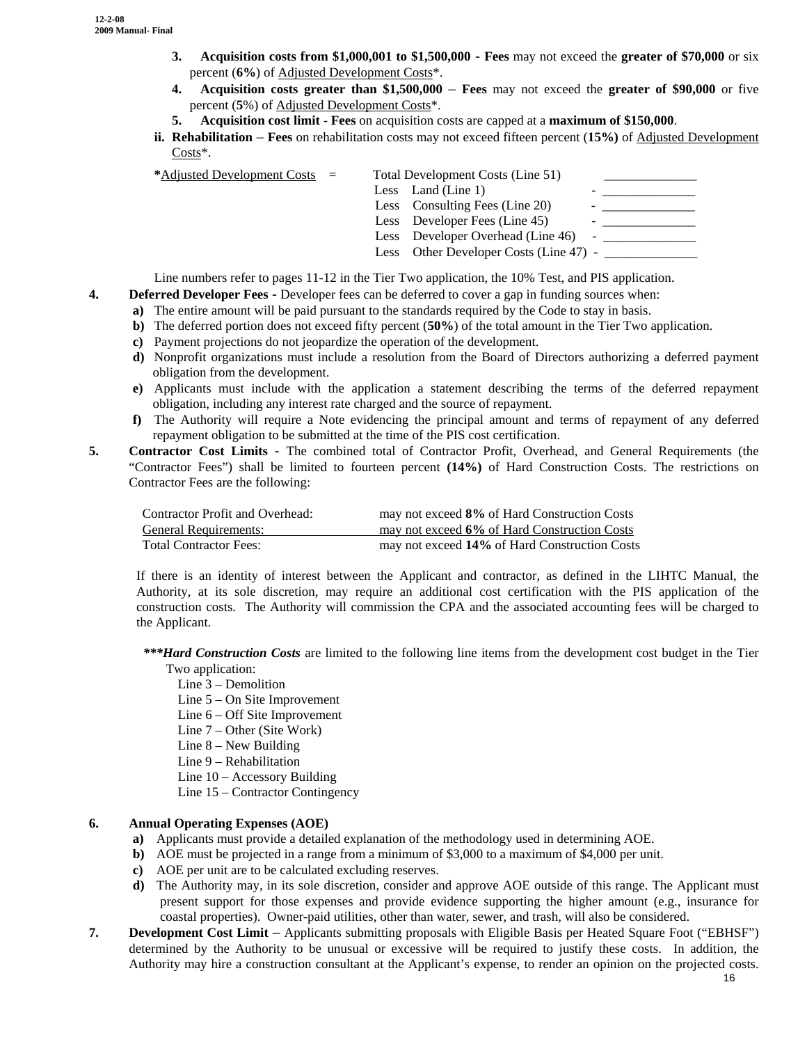3. **Acquisition costs from $1,000,001 to $1,500,000 - Fees** may not exceed the **greater of $70,000** or six percent (**6%**) of Adjusted Development Costs*.
4. **Acquisition costs greater than $1,500,000 – Fees** may not exceed the **greater of $90,000** or five percent (**5**%) of Adjusted Development Costs*.
5. **Acquisition cost limit** - **Fees** on acquisition costs are capped at a **maximum of $150,000**.

**ii. Rehabilitation – Fees** on rehabilitation costs may not exceed fifteen percent (**15%)** of Adjusted Development Costs*.

| *Adjusted Development Costs = | | |
|---|---|---|
| | Total Development Costs (Line 51) | ______________ |
| | Less Land (Line 1) | - ______________ |
| | Less Consulting Fees (Line 20) | - ______________ |
| | Less Developer Fees (Line 45) | - ______________ |
| | Less Developer Overhead (Line 46) | - ______________ |
| | Less Other Developer Costs (Line 47) | - ______________ |

Line numbers refer to pages 11-12 in the Tier Two application, the 10% Test, and PIS application.

4. **Deferred Developer Fees -** Developer fees can be deferred to cover a gap in funding sources when:
   - **a)** The entire amount will be paid pursuant to the standards required by the Code to stay in basis.
   - **b)** The deferred portion does not exceed fifty percent (**50%**) of the total amount in the Tier Two application.
   - **c)** Payment projections do not jeopardize the operation of the development.
   - **d)** Nonprofit organizations must include a resolution from the Board of Directors authorizing a deferred payment obligation from the development.
   - **e)** Applicants must include with the application a statement describing the terms of the deferred repayment obligation, including any interest rate charged and the source of repayment.
   - **f)** The Authority will require a Note evidencing the principal amount and terms of repayment of any deferred repayment obligation to be submitted at the time of the PIS cost certification.

5. **Contractor Cost Limits -** The combined total of Contractor Profit, Overhead, and General Requirements (the "Contractor Fees") shall be limited to fourteen percent **(14%)** of Hard Construction Costs. The restrictions on Contractor Fees are the following:

| | |
|---|---|
| Contractor Profit and Overhead: | may not exceed **8%** of Hard Construction Costs |
| General Requirements: | may not exceed **6%** of Hard Construction Costs |
| Total Contractor Fees: | may not exceed **14%** of Hard Construction Costs |

If there is an identity of interest between the Applicant and contractor, as defined in the LIHTC Manual, the Authority, at its sole discretion, may require an additional cost certification with the PIS application of the construction costs. The Authority will commission the CPA and the associated accounting fees will be charged to the Applicant.

***\*\*\*Hard Construction Costs*** are limited to the following line items from the development cost budget in the Tier Two application:

Line 3 – Demolition
Line 5 – On Site Improvement
Line 6 – Off Site Improvement
Line 7 – Other (Site Work)
Line 8 – New Building
Line 9 – Rehabilitation
Line 10 – Accessory Building
Line 15 – Contractor Contingency

6. **Annual Operating Expenses (AOE)**
   - **a)** Applicants must provide a detailed explanation of the methodology used in determining AOE.
   - **b)** AOE must be projected in a range from a minimum of $3,000 to a maximum of $4,000 per unit.
   - **c)** AOE per unit are to be calculated excluding reserves.
   - **d)** The Authority may, in its sole discretion, consider and approve AOE outside of this range. The Applicant must present support for those expenses and provide evidence supporting the higher amount (e.g., insurance for coastal properties). Owner-paid utilities, other than water, sewer, and trash, will also be considered.

7. **Development Cost Limit** – Applicants submitting proposals with Eligible Basis per Heated Square Foot ("EBHSF") determined by the Authority to be unusual or excessive will be required to justify these costs. In addition, the Authority may hire a construction consultant at the Applicant's expense, to render an opinion on the projected costs.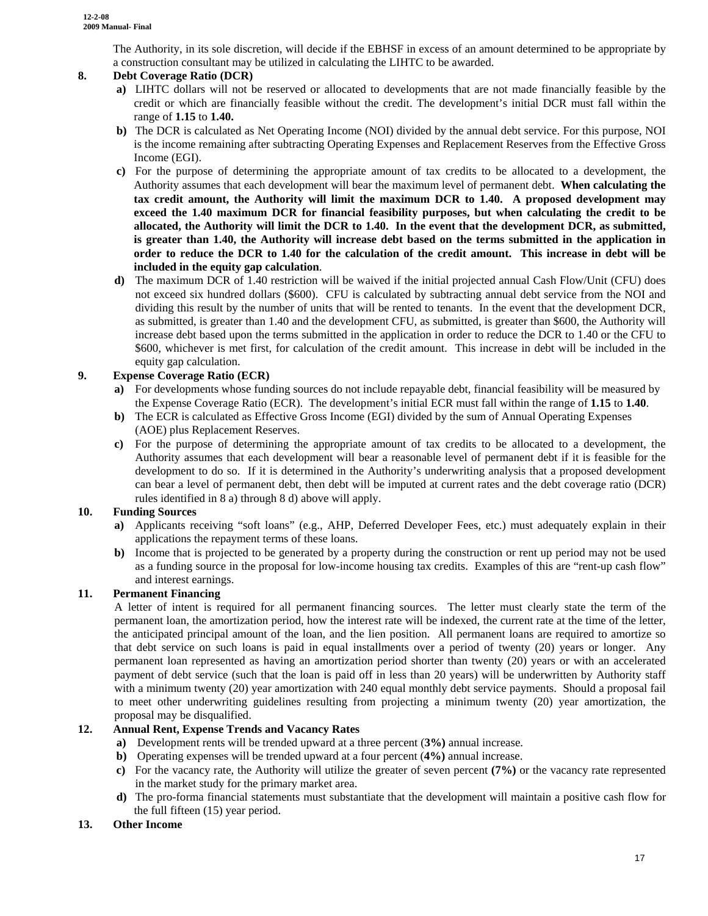The Authority, in its sole discretion, will decide if the EBHSF in excess of an amount determined to be appropriate by a construction consultant may be utilized in calculating the LIHTC to be awarded.

**8. Debt Coverage Ratio (DCR)**

- **a)** LIHTC dollars will not be reserved or allocated to developments that are not made financially feasible by the credit or which are financially feasible without the credit. The development's initial DCR must fall within the range of **1.15** to **1.40.**
- **b)** The DCR is calculated as Net Operating Income (NOI) divided by the annual debt service. For this purpose, NOI is the income remaining after subtracting Operating Expenses and Replacement Reserves from the Effective Gross Income (EGI).
- **c)** For the purpose of determining the appropriate amount of tax credits to be allocated to a development, the Authority assumes that each development will bear the maximum level of permanent debt. **When calculating the tax credit amount, the Authority will limit the maximum DCR to 1.40. A proposed development may exceed the 1.40 maximum DCR for financial feasibility purposes, but when calculating the credit to be allocated, the Authority will limit the DCR to 1.40. In the event that the development DCR, as submitted, is greater than 1.40, the Authority will increase debt based on the terms submitted in the application in order to reduce the DCR to 1.40 for the calculation of the credit amount. This increase in debt will be included in the equity gap calculation**.
- **d)** The maximum DCR of 1.40 restriction will be waived if the initial projected annual Cash Flow/Unit (CFU) does not exceed six hundred dollars ($600). CFU is calculated by subtracting annual debt service from the NOI and dividing this result by the number of units that will be rented to tenants. In the event that the development DCR, as submitted, is greater than 1.40 and the development CFU, as submitted, is greater than $600, the Authority will increase debt based upon the terms submitted in the application in order to reduce the DCR to 1.40 or the CFU to $600, whichever is met first, for calculation of the credit amount. This increase in debt will be included in the equity gap calculation.

**9. Expense Coverage Ratio (ECR)**

- **a)** For developments whose funding sources do not include repayable debt, financial feasibility will be measured by the Expense Coverage Ratio (ECR). The development's initial ECR must fall within the range of **1.15** to **1.40**.
- **b)** The ECR is calculated as Effective Gross Income (EGI) divided by the sum of Annual Operating Expenses (AOE) plus Replacement Reserves.
- **c)** For the purpose of determining the appropriate amount of tax credits to be allocated to a development, the Authority assumes that each development will bear a reasonable level of permanent debt if it is feasible for the development to do so. If it is determined in the Authority's underwriting analysis that a proposed development can bear a level of permanent debt, then debt will be imputed at current rates and the debt coverage ratio (DCR) rules identified in 8 a) through 8 d) above will apply.

**10. Funding Sources**

- **a)** Applicants receiving "soft loans" (e.g., AHP, Deferred Developer Fees, etc.) must adequately explain in their applications the repayment terms of these loans.
- **b)** Income that is projected to be generated by a property during the construction or rent up period may not be used as a funding source in the proposal for low-income housing tax credits. Examples of this are "rent-up cash flow" and interest earnings.

**11. Permanent Financing**

A letter of intent is required for all permanent financing sources. The letter must clearly state the term of the permanent loan, the amortization period, how the interest rate will be indexed, the current rate at the time of the letter, the anticipated principal amount of the loan, and the lien position. All permanent loans are required to amortize so that debt service on such loans is paid in equal installments over a period of twenty (20) years or longer. Any permanent loan represented as having an amortization period shorter than twenty (20) years or with an accelerated payment of debt service (such that the loan is paid off in less than 20 years) will be underwritten by Authority staff with a minimum twenty (20) year amortization with 240 equal monthly debt service payments. Should a proposal fail to meet other underwriting guidelines resulting from projecting a minimum twenty (20) year amortization, the proposal may be disqualified.

**12. Annual Rent, Expense Trends and Vacancy Rates**

- **a)** Development rents will be trended upward at a three percent (**3%)** annual increase.
- **b)** Operating expenses will be trended upward at a four percent (**4%)** annual increase.
- **c)** For the vacancy rate, the Authority will utilize the greater of seven percent **(7%)** or the vacancy rate represented in the market study for the primary market area.
- **d)** The pro-forma financial statements must substantiate that the development will maintain a positive cash flow for the full fifteen (15) year period.

**13. Other Income**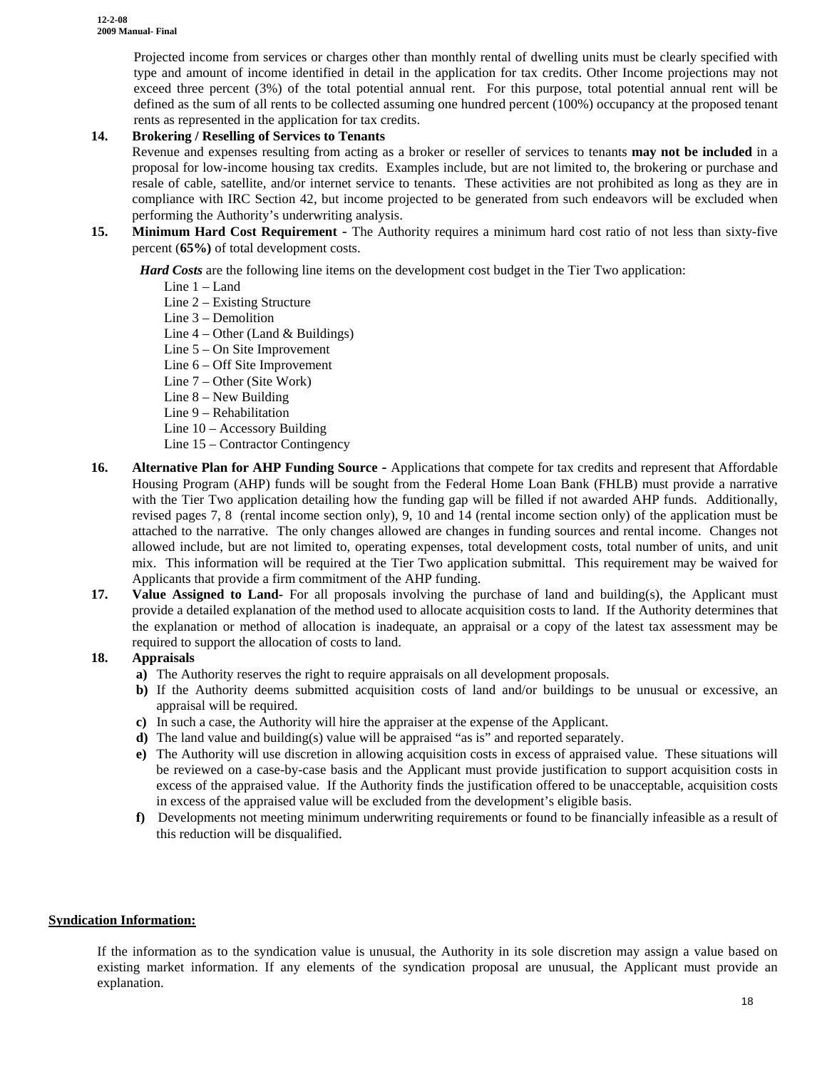Projected income from services or charges other than monthly rental of dwelling units must be clearly specified with type and amount of income identified in detail in the application for tax credits. Other Income projections may not exceed three percent (3%) of the total potential annual rent. For this purpose, total potential annual rent will be defined as the sum of all rents to be collected assuming one hundred percent (100%) occupancy at the proposed tenant rents as represented in the application for tax credits.

**14. Brokering / Reselling of Services to Tenants**

Revenue and expenses resulting from acting as a broker or reseller of services to tenants **may not be included** in a proposal for low-income housing tax credits. Examples include, but are not limited to, the brokering or purchase and resale of cable, satellite, and/or internet service to tenants. These activities are not prohibited as long as they are in compliance with IRC Section 42, but income projected to be generated from such endeavors will be excluded when performing the Authority's underwriting analysis.

**15. Minimum Hard Cost Requirement -** The Authority requires a minimum hard cost ratio of not less than sixty-five percent (**65%)** of total development costs.

***Hard Costs*** are the following line items on the development cost budget in the Tier Two application:

- Line 1 – Land
- Line 2 – Existing Structure
- Line 3 – Demolition
- Line 4 – Other (Land & Buildings)
- Line 5 – On Site Improvement
- Line 6 – Off Site Improvement
- Line 7 – Other (Site Work)
- Line 8 – New Building
- Line 9 – Rehabilitation
- Line 10 – Accessory Building
- Line 15 – Contractor Contingency

**16. Alternative Plan for AHP Funding Source -** Applications that compete for tax credits and represent that Affordable Housing Program (AHP) funds will be sought from the Federal Home Loan Bank (FHLB) must provide a narrative with the Tier Two application detailing how the funding gap will be filled if not awarded AHP funds. Additionally, revised pages 7, 8 (rental income section only), 9, 10 and 14 (rental income section only) of the application must be attached to the narrative. The only changes allowed are changes in funding sources and rental income. Changes not allowed include, but are not limited to, operating expenses, total development costs, total number of units, and unit mix. This information will be required at the Tier Two application submittal. This requirement may be waived for Applicants that provide a firm commitment of the AHP funding.

**17. Value Assigned to Land-** For all proposals involving the purchase of land and building(s), the Applicant must provide a detailed explanation of the method used to allocate acquisition costs to land. If the Authority determines that the explanation or method of allocation is inadequate, an appraisal or a copy of the latest tax assessment may be required to support the allocation of costs to land.

**18. Appraisals**

- **a)** The Authority reserves the right to require appraisals on all development proposals.
- **b)** If the Authority deems submitted acquisition costs of land and/or buildings to be unusual or excessive, an appraisal will be required.
- **c)** In such a case, the Authority will hire the appraiser at the expense of the Applicant.
- **d)** The land value and building(s) value will be appraised "as is" and reported separately.
- **e)** The Authority will use discretion in allowing acquisition costs in excess of appraised value. These situations will be reviewed on a case-by-case basis and the Applicant must provide justification to support acquisition costs in excess of the appraised value. If the Authority finds the justification offered to be unacceptable, acquisition costs in excess of the appraised value will be excluded from the development's eligible basis.
- **f)** Developments not meeting minimum underwriting requirements or found to be financially infeasible as a result of this reduction will be disqualified.

**Syndication Information:**

If the information as to the syndication value is unusual, the Authority in its sole discretion may assign a value based on existing market information. If any elements of the syndication proposal are unusual, the Applicant must provide an explanation.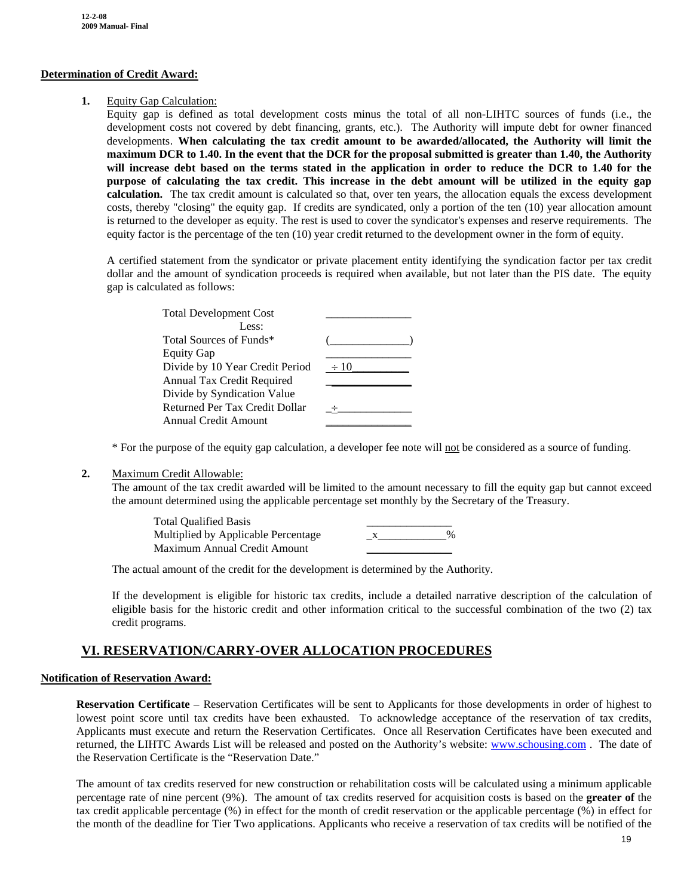## Determination of Credit Award:

1. Equity Gap Calculation:
   Equity gap is defined as total development costs minus the total of all non-LIHTC sources of funds (i.e., the development costs not covered by debt financing, grants, etc.). The Authority will impute debt for owner financed developments. **When calculating the tax credit amount to be awarded/allocated, the Authority will limit the maximum DCR to 1.40. In the event that the DCR for the proposal submitted is greater than 1.40, the Authority will increase debt based on the terms stated in the application in order to reduce the DCR to 1.40 for the purpose of calculating the tax credit. This increase in the debt amount will be utilized in the equity gap calculation.** The tax credit amount is calculated so that, over ten years, the allocation equals the excess development costs, thereby "closing" the equity gap. If credits are syndicated, only a portion of the ten (10) year allocation amount is returned to the developer as equity. The rest is used to cover the syndicator's expenses and reserve requirements. The equity factor is the percentage of the ten (10) year credit returned to the development owner in the form of equity.

   A certified statement from the syndicator or private placement entity identifying the syndication factor per tax credit dollar and the amount of syndication proceeds is required when available, but not later than the PIS date. The equity gap is calculated as follows:

   | | |
   |---|---|
   | Total Development Cost | _______________ |
   | Less: | |
   | Total Sources of Funds* | (______________) |
   | Equity Gap | _______________ |
   | Divide by 10 Year Credit Period | ÷ 10__________ |
   | Annual Tax Credit Required | _______________ |
   | Divide by Syndication Value Returned Per Tax Credit Dollar | _÷_____________ |
   | Annual Credit Amount | _______________ |

   \* For the purpose of the equity gap calculation, a developer fee note will not be considered as a source of funding.

2. Maximum Credit Allowable:
   The amount of the tax credit awarded will be limited to the amount necessary to fill the equity gap but cannot exceed the amount determined using the applicable percentage set monthly by the Secretary of the Treasury.

   | | |
   |---|---|
   | Total Qualified Basis | _______________ |
   | Multiplied by Applicable Percentage | _x____________% |
   | Maximum Annual Credit Amount | _______________ |

   The actual amount of the credit for the development is determined by the Authority.

   If the development is eligible for historic tax credits, include a detailed narrative description of the calculation of eligible basis for the historic credit and other information critical to the successful combination of the two (2) tax credit programs.

# VI. RESERVATION/CARRY-OVER ALLOCATION PROCEDURES

## Notification of Reservation Award:

**Reservation Certificate** – Reservation Certificates will be sent to Applicants for those developments in order of highest to lowest point score until tax credits have been exhausted. To acknowledge acceptance of the reservation of tax credits, Applicants must execute and return the Reservation Certificates. Once all Reservation Certificates have been executed and returned, the LIHTC Awards List will be released and posted on the Authority's website: www.schousing.com . The date of the Reservation Certificate is the "Reservation Date."

The amount of tax credits reserved for new construction or rehabilitation costs will be calculated using a minimum applicable percentage rate of nine percent (9%). The amount of tax credits reserved for acquisition costs is based on the **greater of** the tax credit applicable percentage (%) in effect for the month of credit reservation or the applicable percentage (%) in effect for the month of the deadline for Tier Two applications. Applicants who receive a reservation of tax credits will be notified of the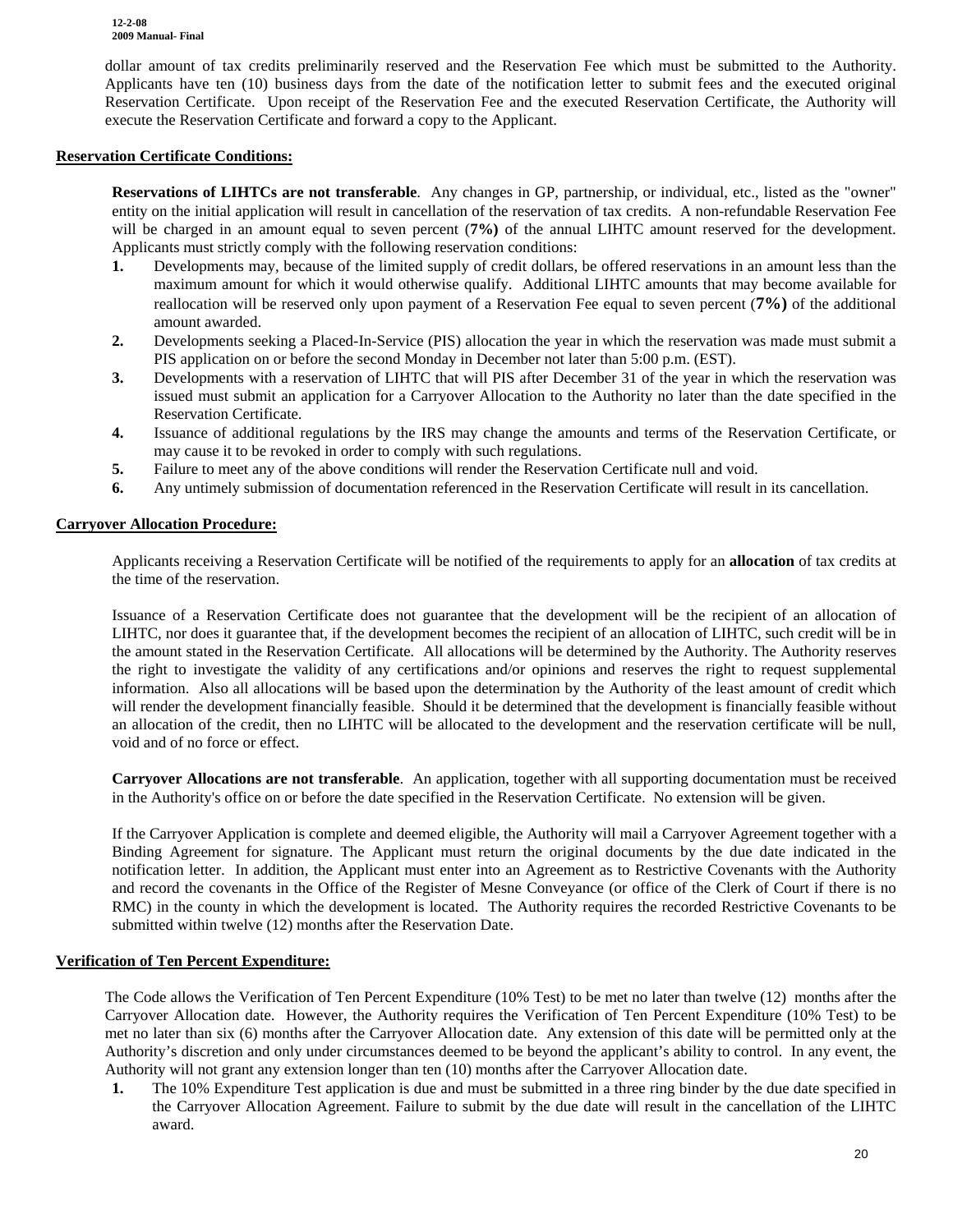dollar amount of tax credits preliminarily reserved and the Reservation Fee which must be submitted to the Authority. Applicants have ten (10) business days from the date of the notification letter to submit fees and the executed original Reservation Certificate. Upon receipt of the Reservation Fee and the executed Reservation Certificate, the Authority will execute the Reservation Certificate and forward a copy to the Applicant.

**Reservation Certificate Conditions:**

**Reservations of LIHTCs are not transferable**. Any changes in GP, partnership, or individual, etc., listed as the "owner" entity on the initial application will result in cancellation of the reservation of tax credits. A non-refundable Reservation Fee will be charged in an amount equal to seven percent (**7%)** of the annual LIHTC amount reserved for the development. Applicants must strictly comply with the following reservation conditions:

1. Developments may, because of the limited supply of credit dollars, be offered reservations in an amount less than the maximum amount for which it would otherwise qualify. Additional LIHTC amounts that may become available for reallocation will be reserved only upon payment of a Reservation Fee equal to seven percent (**7%)** of the additional amount awarded.
2. Developments seeking a Placed-In-Service (PIS) allocation the year in which the reservation was made must submit a PIS application on or before the second Monday in December not later than 5:00 p.m. (EST).
3. Developments with a reservation of LIHTC that will PIS after December 31 of the year in which the reservation was issued must submit an application for a Carryover Allocation to the Authority no later than the date specified in the Reservation Certificate.
4. Issuance of additional regulations by the IRS may change the amounts and terms of the Reservation Certificate, or may cause it to be revoked in order to comply with such regulations.
5. Failure to meet any of the above conditions will render the Reservation Certificate null and void.
6. Any untimely submission of documentation referenced in the Reservation Certificate will result in its cancellation.

**Carryover Allocation Procedure:**

Applicants receiving a Reservation Certificate will be notified of the requirements to apply for an **allocation** of tax credits at the time of the reservation.

Issuance of a Reservation Certificate does not guarantee that the development will be the recipient of an allocation of LIHTC, nor does it guarantee that, if the development becomes the recipient of an allocation of LIHTC, such credit will be in the amount stated in the Reservation Certificate. All allocations will be determined by the Authority. The Authority reserves the right to investigate the validity of any certifications and/or opinions and reserves the right to request supplemental information. Also all allocations will be based upon the determination by the Authority of the least amount of credit which will render the development financially feasible. Should it be determined that the development is financially feasible without an allocation of the credit, then no LIHTC will be allocated to the development and the reservation certificate will be null, void and of no force or effect.

**Carryover Allocations are not transferable**. An application, together with all supporting documentation must be received in the Authority's office on or before the date specified in the Reservation Certificate. No extension will be given.

If the Carryover Application is complete and deemed eligible, the Authority will mail a Carryover Agreement together with a Binding Agreement for signature. The Applicant must return the original documents by the due date indicated in the notification letter. In addition, the Applicant must enter into an Agreement as to Restrictive Covenants with the Authority and record the covenants in the Office of the Register of Mesne Conveyance (or office of the Clerk of Court if there is no RMC) in the county in which the development is located. The Authority requires the recorded Restrictive Covenants to be submitted within twelve (12) months after the Reservation Date.

**Verification of Ten Percent Expenditure:**

The Code allows the Verification of Ten Percent Expenditure (10% Test) to be met no later than twelve (12) months after the Carryover Allocation date. However, the Authority requires the Verification of Ten Percent Expenditure (10% Test) to be met no later than six (6) months after the Carryover Allocation date. Any extension of this date will be permitted only at the Authority's discretion and only under circumstances deemed to be beyond the applicant's ability to control. In any event, the Authority will not grant any extension longer than ten (10) months after the Carryover Allocation date.

1. The 10% Expenditure Test application is due and must be submitted in a three ring binder by the due date specified in the Carryover Allocation Agreement. Failure to submit by the due date will result in the cancellation of the LIHTC award.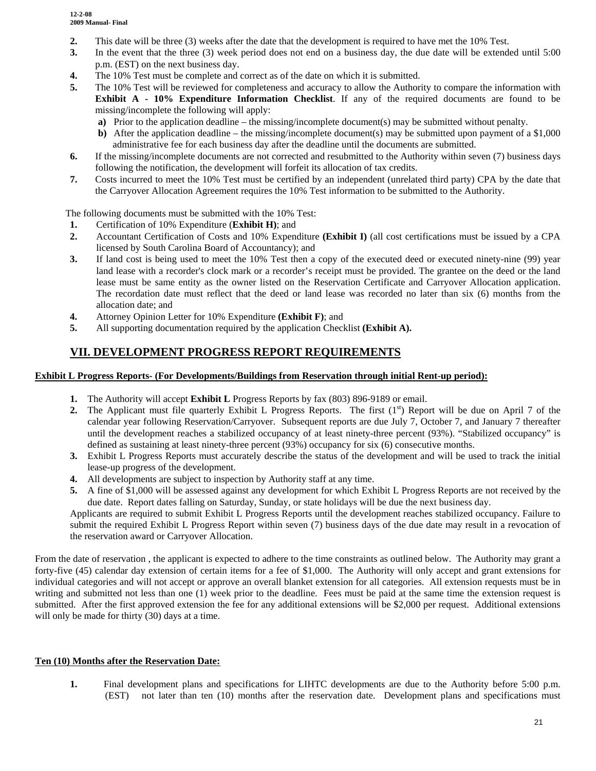2. This date will be three (3) weeks after the date that the development is required to have met the 10% Test.
3. In the event that the three (3) week period does not end on a business day, the due date will be extended until 5:00 p.m. (EST) on the next business day.
4. The 10% Test must be complete and correct as of the date on which it is submitted.
5. The 10% Test will be reviewed for completeness and accuracy to allow the Authority to compare the information with **Exhibit A - 10% Expenditure Information Checklist**. If any of the required documents are found to be missing/incomplete the following will apply:
   - **a)** Prior to the application deadline – the missing/incomplete document(s) may be submitted without penalty.
   - **b)** After the application deadline – the missing/incomplete document(s) may be submitted upon payment of a $1,000 administrative fee for each business day after the deadline until the documents are submitted.
6. If the missing/incomplete documents are not corrected and resubmitted to the Authority within seven (7) business days following the notification, the development will forfeit its allocation of tax credits.
7. Costs incurred to meet the 10% Test must be certified by an independent (unrelated third party) CPA by the date that the Carryover Allocation Agreement requires the 10% Test information to be submitted to the Authority.

The following documents must be submitted with the 10% Test:

1. Certification of 10% Expenditure (**Exhibit H**); and
2. Accountant Certification of Costs and 10% Expenditure **(Exhibit I)** (all cost certifications must be issued by a CPA licensed by South Carolina Board of Accountancy); and
3. If land cost is being used to meet the 10% Test then a copy of the executed deed or executed ninety-nine (99) year land lease with a recorder's clock mark or a recorder's receipt must be provided. The grantee on the deed or the land lease must be same entity as the owner listed on the Reservation Certificate and Carryover Allocation application. The recordation date must reflect that the deed or land lease was recorded no later than six (6) months from the allocation date; and
4. Attorney Opinion Letter for 10% Expenditure **(Exhibit F)**; and
5. All supporting documentation required by the application Checklist **(Exhibit A).**

## VII. DEVELOPMENT PROGRESS REPORT REQUIREMENTS

**Exhibit L Progress Reports- (For Developments/Buildings from Reservation through initial Rent-up period):**

1. The Authority will accept **Exhibit L** Progress Reports by fax (803) 896-9189 or email.
2. The Applicant must file quarterly Exhibit L Progress Reports. The first (1st) Report will be due on April 7 of the calendar year following Reservation/Carryover. Subsequent reports are due July 7, October 7, and January 7 thereafter until the development reaches a stabilized occupancy of at least ninety-three percent (93%). "Stabilized occupancy" is defined as sustaining at least ninety-three percent (93%) occupancy for six (6) consecutive months.
3. Exhibit L Progress Reports must accurately describe the status of the development and will be used to track the initial lease-up progress of the development.
4. All developments are subject to inspection by Authority staff at any time.
5. A fine of $1,000 will be assessed against any development for which Exhibit L Progress Reports are not received by the due date. Report dates falling on Saturday, Sunday, or state holidays will be due the next business day.

Applicants are required to submit Exhibit L Progress Reports until the development reaches stabilized occupancy. Failure to submit the required Exhibit L Progress Report within seven (7) business days of the due date may result in a revocation of the reservation award or Carryover Allocation.

From the date of reservation , the applicant is expected to adhere to the time constraints as outlined below. The Authority may grant a forty-five (45) calendar day extension of certain items for a fee of $1,000. The Authority will only accept and grant extensions for individual categories and will not accept or approve an overall blanket extension for all categories. All extension requests must be in writing and submitted not less than one (1) week prior to the deadline. Fees must be paid at the same time the extension request is submitted. After the first approved extension the fee for any additional extensions will be $2,000 per request. Additional extensions will only be made for thirty (30) days at a time.

**Ten (10) Months after the Reservation Date:**

1. Final development plans and specifications for LIHTC developments are due to the Authority before 5:00 p.m. (EST) not later than ten (10) months after the reservation date. Development plans and specifications must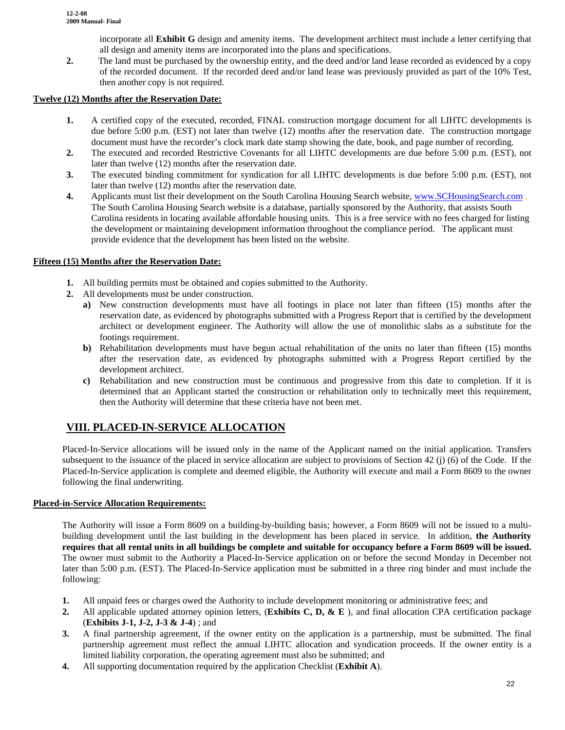incorporate all **Exhibit G** design and amenity items. The development architect must include a letter certifying that all design and amenity items are incorporated into the plans and specifications.

**2.** The land must be purchased by the ownership entity, and the deed and/or land lease recorded as evidenced by a copy of the recorded document. If the recorded deed and/or land lease was previously provided as part of the 10% Test, then another copy is not required.

**Twelve (12) Months after the Reservation Date:**

1. A certified copy of the executed, recorded, FINAL construction mortgage document for all LIHTC developments is due before 5:00 p.m. (EST) not later than twelve (12) months after the reservation date. The construction mortgage document must have the recorder's clock mark date stamp showing the date, book, and page number of recording.
2. The executed and recorded Restrictive Covenants for all LIHTC developments are due before 5:00 p.m. (EST), not later than twelve (12) months after the reservation date.
3. The executed binding commitment for syndication for all LIHTC developments is due before 5:00 p.m. (EST), not later than twelve (12) months after the reservation date.
4. Applicants must list their development on the South Carolina Housing Search website, www.SCHousingSearch.com . The South Carolina Housing Search website is a database, partially sponsored by the Authority, that assists South Carolina residents in locating available affordable housing units. This is a free service with no fees charged for listing the development or maintaining development information throughout the compliance period. The applicant must provide evidence that the development has been listed on the website.

**Fifteen (15) Months after the Reservation Date:**

1. All building permits must be obtained and copies submitted to the Authority.
2. All developments must be under construction.
   - **a)** New construction developments must have all footings in place not later than fifteen (15) months after the reservation date, as evidenced by photographs submitted with a Progress Report that is certified by the development architect or development engineer. The Authority will allow the use of monolithic slabs as a substitute for the footings requirement.
   - **b)** Rehabilitation developments must have begun actual rehabilitation of the units no later than fifteen (15) months after the reservation date, as evidenced by photographs submitted with a Progress Report certified by the development architect.
   - **c)** Rehabilitation and new construction must be continuous and progressive from this date to completion. If it is determined that an Applicant started the construction or rehabilitation only to technically meet this requirement, then the Authority will determine that these criteria have not been met.

## VIII. PLACED-IN-SERVICE ALLOCATION

Placed-In-Service allocations will be issued only in the name of the Applicant named on the initial application. Transfers subsequent to the issuance of the placed in service allocation are subject to provisions of Section 42 (j) (6) of the Code. If the Placed-In-Service application is complete and deemed eligible, the Authority will execute and mail a Form 8609 to the owner following the final underwriting.

**Placed-in-Service Allocation Requirements:**

The Authority will issue a Form 8609 on a building-by-building basis; however, a Form 8609 will not be issued to a multi-building development until the last building in the development has been placed in service. In addition, **the Authority requires that all rental units in all buildings be complete and suitable for occupancy before a Form 8609 will be issued.** The owner must submit to the Authority a Placed-In-Service application on or before the second Monday in December not later than 5:00 p.m. (EST). The Placed-In-Service application must be submitted in a three ring binder and must include the following:

1. All unpaid fees or charges owed the Authority to include development monitoring or administrative fees; and
2. All applicable updated attorney opinion letters, (**Exhibits C, D, & E** ), and final allocation CPA certification package (**Exhibits J-1, J-2, J-3 & J-4**) ; and
3. A final partnership agreement, if the owner entity on the application is a partnership, must be submitted. The final partnership agreement must reflect the annual LIHTC allocation and syndication proceeds. If the owner entity is a limited liability corporation, the operating agreement must also be submitted; and
4. All supporting documentation required by the application Checklist (**Exhibit A**).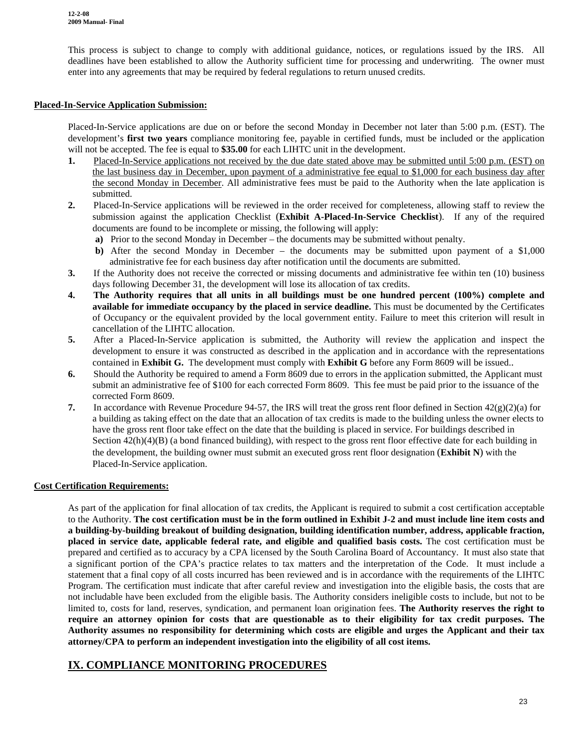This process is subject to change to comply with additional guidance, notices, or regulations issued by the IRS. All deadlines have been established to allow the Authority sufficient time for processing and underwriting. The owner must enter into any agreements that may be required by federal regulations to return unused credits.

**Placed-In-Service Application Submission:**

Placed-In-Service applications are due on or before the second Monday in December not later than 5:00 p.m. (EST). The development's **first two years** compliance monitoring fee, payable in certified funds, must be included or the application will not be accepted. The fee is equal to **$35.00** for each LIHTC unit in the development.

1. Placed-In-Service applications not received by the due date stated above may be submitted until 5:00 p.m. (EST) on the last business day in December, upon payment of a administrative fee equal to $1,000 for each business day after the second Monday in December. All administrative fees must be paid to the Authority when the late application is submitted.
2. Placed-In-Service applications will be reviewed in the order received for completeness, allowing staff to review the submission against the application Checklist (**Exhibit A-Placed-In-Service Checklist**). If any of the required documents are found to be incomplete or missing, the following will apply:
   - **a)** Prior to the second Monday in December – the documents may be submitted without penalty.
   - **b)** After the second Monday in December – the documents may be submitted upon payment of a $1,000 administrative fee for each business day after notification until the documents are submitted.
3. If the Authority does not receive the corrected or missing documents and administrative fee within ten (10) business days following December 31, the development will lose its allocation of tax credits.
4. **The Authority requires that all units in all buildings must be one hundred percent (100%) complete and available for immediate occupancy by the placed in service deadline.** This must be documented by the Certificates of Occupancy or the equivalent provided by the local government entity. Failure to meet this criterion will result in cancellation of the LIHTC allocation.
5. After a Placed-In-Service application is submitted, the Authority will review the application and inspect the development to ensure it was constructed as described in the application and in accordance with the representations contained in **Exhibit G.** The development must comply with **Exhibit G** before any Form 8609 will be issued..
6. Should the Authority be required to amend a Form 8609 due to errors in the application submitted, the Applicant must submit an administrative fee of $100 for each corrected Form 8609. This fee must be paid prior to the issuance of the corrected Form 8609.
7. In accordance with Revenue Procedure 94-57, the IRS will treat the gross rent floor defined in Section 42(g)(2)(a) for a building as taking effect on the date that an allocation of tax credits is made to the building unless the owner elects to have the gross rent floor take effect on the date that the building is placed in service. For buildings described in Section 42(h)(4)(B) (a bond financed building), with respect to the gross rent floor effective date for each building in the development, the building owner must submit an executed gross rent floor designation (**Exhibit N**) with the Placed-In-Service application.

**Cost Certification Requirements:**

As part of the application for final allocation of tax credits, the Applicant is required to submit a cost certification acceptable to the Authority. **The cost certification must be in the form outlined in Exhibit J-2 and must include line item costs and a building-by-building breakout of building designation, building identification number, address, applicable fraction, placed in service date, applicable federal rate, and eligible and qualified basis costs.** The cost certification must be prepared and certified as to accuracy by a CPA licensed by the South Carolina Board of Accountancy. It must also state that a significant portion of the CPA's practice relates to tax matters and the interpretation of the Code. It must include a statement that a final copy of all costs incurred has been reviewed and is in accordance with the requirements of the LIHTC Program. The certification must indicate that after careful review and investigation into the eligible basis, the costs that are not includable have been excluded from the eligible basis. The Authority considers ineligible costs to include, but not to be limited to, costs for land, reserves, syndication, and permanent loan origination fees. **The Authority reserves the right to require an attorney opinion for costs that are questionable as to their eligibility for tax credit purposes. The Authority assumes no responsibility for determining which costs are eligible and urges the Applicant and their tax attorney/CPA to perform an independent investigation into the eligibility of all cost items.**

## IX. COMPLIANCE MONITORING PROCEDURES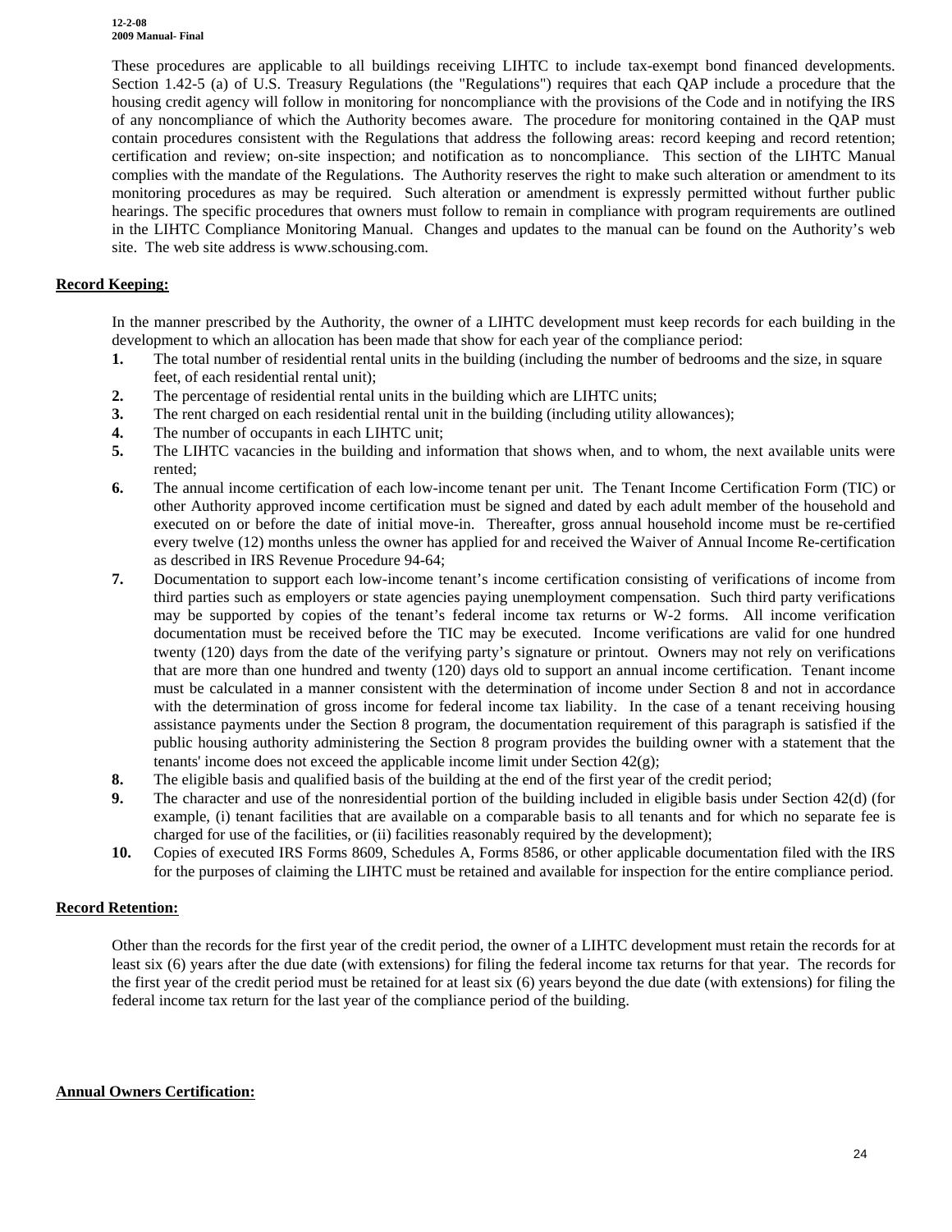These procedures are applicable to all buildings receiving LIHTC to include tax-exempt bond financed developments. Section 1.42-5 (a) of U.S. Treasury Regulations (the "Regulations") requires that each QAP include a procedure that the housing credit agency will follow in monitoring for noncompliance with the provisions of the Code and in notifying the IRS of any noncompliance of which the Authority becomes aware. The procedure for monitoring contained in the QAP must contain procedures consistent with the Regulations that address the following areas: record keeping and record retention; certification and review; on-site inspection; and notification as to noncompliance. This section of the LIHTC Manual complies with the mandate of the Regulations. The Authority reserves the right to make such alteration or amendment to its monitoring procedures as may be required. Such alteration or amendment is expressly permitted without further public hearings. The specific procedures that owners must follow to remain in compliance with program requirements are outlined in the LIHTC Compliance Monitoring Manual. Changes and updates to the manual can be found on the Authority's web site. The web site address is www.schousing.com.

**Record Keeping:**

In the manner prescribed by the Authority, the owner of a LIHTC development must keep records for each building in the development to which an allocation has been made that show for each year of the compliance period:

1. The total number of residential rental units in the building (including the number of bedrooms and the size, in square feet, of each residential rental unit);
2. The percentage of residential rental units in the building which are LIHTC units;
3. The rent charged on each residential rental unit in the building (including utility allowances);
4. The number of occupants in each LIHTC unit;
5. The LIHTC vacancies in the building and information that shows when, and to whom, the next available units were rented;
6. The annual income certification of each low-income tenant per unit. The Tenant Income Certification Form (TIC) or other Authority approved income certification must be signed and dated by each adult member of the household and executed on or before the date of initial move-in. Thereafter, gross annual household income must be re-certified every twelve (12) months unless the owner has applied for and received the Waiver of Annual Income Re-certification as described in IRS Revenue Procedure 94-64;
7. Documentation to support each low-income tenant's income certification consisting of verifications of income from third parties such as employers or state agencies paying unemployment compensation. Such third party verifications may be supported by copies of the tenant's federal income tax returns or W-2 forms. All income verification documentation must be received before the TIC may be executed. Income verifications are valid for one hundred twenty (120) days from the date of the verifying party's signature or printout. Owners may not rely on verifications that are more than one hundred and twenty (120) days old to support an annual income certification. Tenant income must be calculated in a manner consistent with the determination of income under Section 8 and not in accordance with the determination of gross income for federal income tax liability. In the case of a tenant receiving housing assistance payments under the Section 8 program, the documentation requirement of this paragraph is satisfied if the public housing authority administering the Section 8 program provides the building owner with a statement that the tenants' income does not exceed the applicable income limit under Section 42(g);
8. The eligible basis and qualified basis of the building at the end of the first year of the credit period;
9. The character and use of the nonresidential portion of the building included in eligible basis under Section 42(d) (for example, (i) tenant facilities that are available on a comparable basis to all tenants and for which no separate fee is charged for use of the facilities, or (ii) facilities reasonably required by the development);
10. Copies of executed IRS Forms 8609, Schedules A, Forms 8586, or other applicable documentation filed with the IRS for the purposes of claiming the LIHTC must be retained and available for inspection for the entire compliance period.

**Record Retention:**

Other than the records for the first year of the credit period, the owner of a LIHTC development must retain the records for at least six (6) years after the due date (with extensions) for filing the federal income tax returns for that year. The records for the first year of the credit period must be retained for at least six (6) years beyond the due date (with extensions) for filing the federal income tax return for the last year of the compliance period of the building.

**Annual Owners Certification:**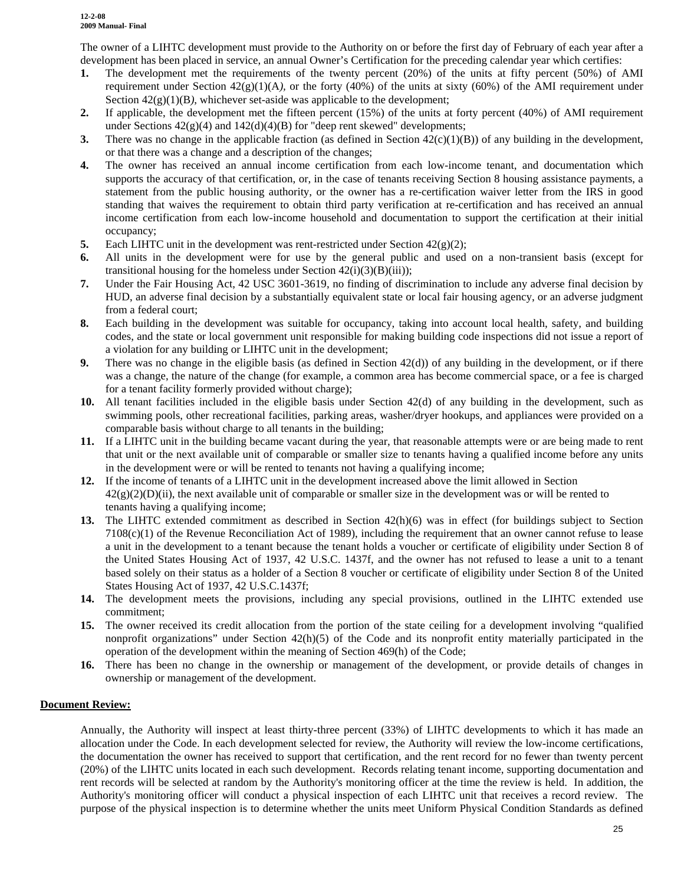The owner of a LIHTC development must provide to the Authority on or before the first day of February of each year after a development has been placed in service, an annual Owner's Certification for the preceding calendar year which certifies:

1. The development met the requirements of the twenty percent (20%) of the units at fifty percent (50%) of AMI requirement under Section 42(g)(1)(A*)*, or the forty (40%) of the units at sixty (60%) of the AMI requirement under Section 42(g)(1)(B*)*, whichever set-aside was applicable to the development;
2. If applicable, the development met the fifteen percent (15%) of the units at forty percent (40%) of AMI requirement under Sections 42(g)(4) and 142(d)(4)(B) for "deep rent skewed" developments;
3. There was no change in the applicable fraction (as defined in Section 42(c)(1)(B)) of any building in the development, or that there was a change and a description of the changes;
4. The owner has received an annual income certification from each low-income tenant, and documentation which supports the accuracy of that certification, or, in the case of tenants receiving Section 8 housing assistance payments, a statement from the public housing authority, or the owner has a re-certification waiver letter from the IRS in good standing that waives the requirement to obtain third party verification at re-certification and has received an annual income certification from each low-income household and documentation to support the certification at their initial occupancy;
5. Each LIHTC unit in the development was rent-restricted under Section 42(g)(2);
6. All units in the development were for use by the general public and used on a non-transient basis (except for transitional housing for the homeless under Section 42(i)(3)(B)(iii));
7. Under the Fair Housing Act, 42 USC 3601-3619, no finding of discrimination to include any adverse final decision by HUD, an adverse final decision by a substantially equivalent state or local fair housing agency, or an adverse judgment from a federal court;
8. Each building in the development was suitable for occupancy, taking into account local health, safety, and building codes, and the state or local government unit responsible for making building code inspections did not issue a report of a violation for any building or LIHTC unit in the development;
9. There was no change in the eligible basis (as defined in Section 42(d)) of any building in the development, or if there was a change, the nature of the change (for example, a common area has become commercial space, or a fee is charged for a tenant facility formerly provided without charge);
10. All tenant facilities included in the eligible basis under Section 42(d) of any building in the development, such as swimming pools, other recreational facilities, parking areas, washer/dryer hookups, and appliances were provided on a comparable basis without charge to all tenants in the building;
11. If a LIHTC unit in the building became vacant during the year, that reasonable attempts were or are being made to rent that unit or the next available unit of comparable or smaller size to tenants having a qualified income before any units in the development were or will be rented to tenants not having a qualifying income;
12. If the income of tenants of a LIHTC unit in the development increased above the limit allowed in Section 42(g)(2)(D)(ii), the next available unit of comparable or smaller size in the development was or will be rented to tenants having a qualifying income;
13. The LIHTC extended commitment as described in Section 42(h)(6) was in effect (for buildings subject to Section 7108(c)(1) of the Revenue Reconciliation Act of 1989), including the requirement that an owner cannot refuse to lease a unit in the development to a tenant because the tenant holds a voucher or certificate of eligibility under Section 8 of the United States Housing Act of 1937, 42 U.S.C. 1437f, and the owner has not refused to lease a unit to a tenant based solely on their status as a holder of a Section 8 voucher or certificate of eligibility under Section 8 of the United States Housing Act of 1937, 42 U.S.C.1437f;
14. The development meets the provisions, including any special provisions, outlined in the LIHTC extended use commitment;
15. The owner received its credit allocation from the portion of the state ceiling for a development involving "qualified nonprofit organizations" under Section 42(h)(5) of the Code and its nonprofit entity materially participated in the operation of the development within the meaning of Section 469(h) of the Code;
16. There has been no change in the ownership or management of the development, or provide details of changes in ownership or management of the development.

## Document Review:

Annually, the Authority will inspect at least thirty-three percent (33%) of LIHTC developments to which it has made an allocation under the Code. In each development selected for review, the Authority will review the low-income certifications, the documentation the owner has received to support that certification, and the rent record for no fewer than twenty percent (20%) of the LIHTC units located in each such development. Records relating tenant income, supporting documentation and rent records will be selected at random by the Authority's monitoring officer at the time the review is held. In addition, the Authority's monitoring officer will conduct a physical inspection of each LIHTC unit that receives a record review. The purpose of the physical inspection is to determine whether the units meet Uniform Physical Condition Standards as defined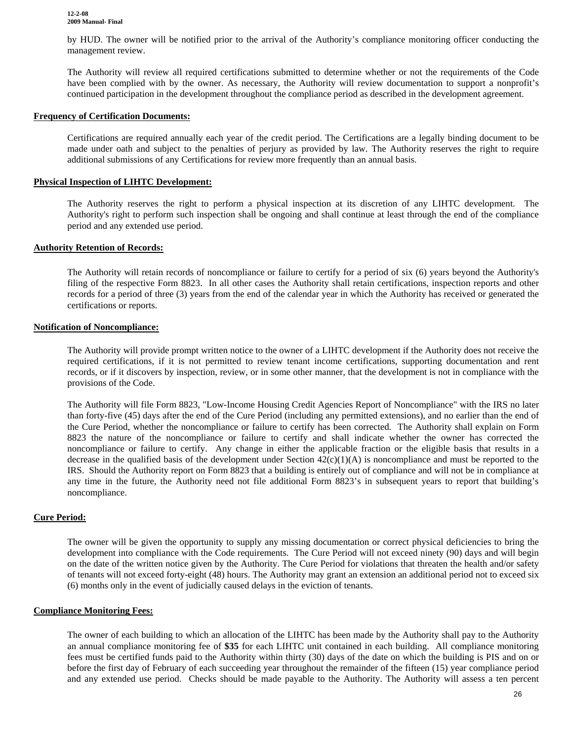by HUD. The owner will be notified prior to the arrival of the Authority's compliance monitoring officer conducting the management review.

The Authority will review all required certifications submitted to determine whether or not the requirements of the Code have been complied with by the owner. As necessary, the Authority will review documentation to support a nonprofit's continued participation in the development throughout the compliance period as described in the development agreement.

**Frequency of Certification Documents:**

Certifications are required annually each year of the credit period. The Certifications are a legally binding document to be made under oath and subject to the penalties of perjury as provided by law. The Authority reserves the right to require additional submissions of any Certifications for review more frequently than an annual basis.

**Physical Inspection of LIHTC Development:**

The Authority reserves the right to perform a physical inspection at its discretion of any LIHTC development. The Authority's right to perform such inspection shall be ongoing and shall continue at least through the end of the compliance period and any extended use period.

**Authority Retention of Records:**

The Authority will retain records of noncompliance or failure to certify for a period of six (6) years beyond the Authority's filing of the respective Form 8823. In all other cases the Authority shall retain certifications, inspection reports and other records for a period of three (3) years from the end of the calendar year in which the Authority has received or generated the certifications or reports.

**Notification of Noncompliance:**

The Authority will provide prompt written notice to the owner of a LIHTC development if the Authority does not receive the required certifications, if it is not permitted to review tenant income certifications, supporting documentation and rent records, or if it discovers by inspection, review, or in some other manner, that the development is not in compliance with the provisions of the Code.

The Authority will file Form 8823, "Low-Income Housing Credit Agencies Report of Noncompliance" with the IRS no later than forty-five (45) days after the end of the Cure Period (including any permitted extensions), and no earlier than the end of the Cure Period, whether the noncompliance or failure to certify has been corrected. The Authority shall explain on Form 8823 the nature of the noncompliance or failure to certify and shall indicate whether the owner has corrected the noncompliance or failure to certify. Any change in either the applicable fraction or the eligible basis that results in a decrease in the qualified basis of the development under Section 42(c)(1)(A) is noncompliance and must be reported to the IRS. Should the Authority report on Form 8823 that a building is entirely out of compliance and will not be in compliance at any time in the future, the Authority need not file additional Form 8823's in subsequent years to report that building's noncompliance.

**Cure Period:**

The owner will be given the opportunity to supply any missing documentation or correct physical deficiencies to bring the development into compliance with the Code requirements. The Cure Period will not exceed ninety (90) days and will begin on the date of the written notice given by the Authority. The Cure Period for violations that threaten the health and/or safety of tenants will not exceed forty-eight (48) hours. The Authority may grant an extension an additional period not to exceed six (6) months only in the event of judicially caused delays in the eviction of tenants.

**Compliance Monitoring Fees:**

The owner of each building to which an allocation of the LIHTC has been made by the Authority shall pay to the Authority an annual compliance monitoring fee of **$35** for each LIHTC unit contained in each building. All compliance monitoring fees must be certified funds paid to the Authority within thirty (30) days of the date on which the building is PIS and on or before the first day of February of each succeeding year throughout the remainder of the fifteen (15) year compliance period and any extended use period. Checks should be made payable to the Authority. The Authority will assess a ten percent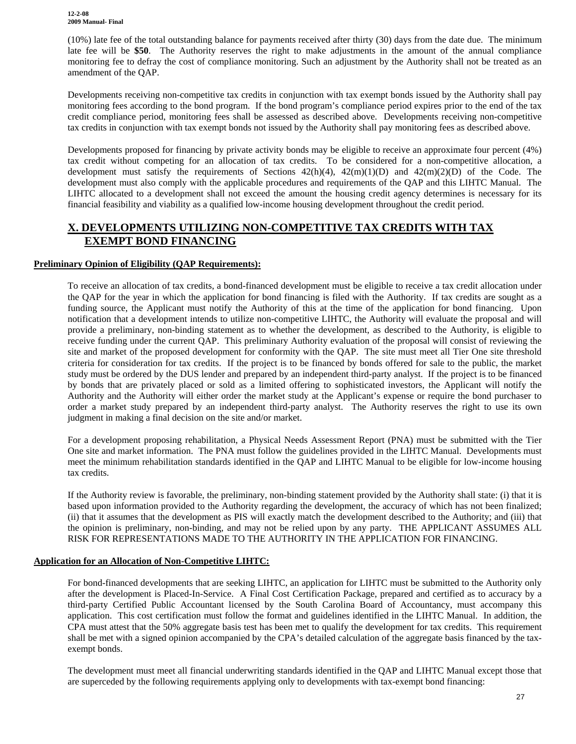(10%) late fee of the total outstanding balance for payments received after thirty (30) days from the date due. The minimum late fee will be **$50**. The Authority reserves the right to make adjustments in the amount of the annual compliance monitoring fee to defray the cost of compliance monitoring. Such an adjustment by the Authority shall not be treated as an amendment of the QAP.

Developments receiving non-competitive tax credits in conjunction with tax exempt bonds issued by the Authority shall pay monitoring fees according to the bond program. If the bond program's compliance period expires prior to the end of the tax credit compliance period, monitoring fees shall be assessed as described above. Developments receiving non-competitive tax credits in conjunction with tax exempt bonds not issued by the Authority shall pay monitoring fees as described above.

Developments proposed for financing by private activity bonds may be eligible to receive an approximate four percent (4%) tax credit without competing for an allocation of tax credits. To be considered for a non-competitive allocation, a development must satisfy the requirements of Sections 42(h)(4), 42(m)(1)(D) and 42(m)(2)(D) of the Code. The development must also comply with the applicable procedures and requirements of the QAP and this LIHTC Manual. The LIHTC allocated to a development shall not exceed the amount the housing credit agency determines is necessary for its financial feasibility and viability as a qualified low-income housing development throughout the credit period.

## X. DEVELOPMENTS UTILIZING NON-COMPETITIVE TAX CREDITS WITH TAX EXEMPT BOND FINANCING

**Preliminary Opinion of Eligibility (QAP Requirements):**

To receive an allocation of tax credits, a bond-financed development must be eligible to receive a tax credit allocation under the QAP for the year in which the application for bond financing is filed with the Authority. If tax credits are sought as a funding source, the Applicant must notify the Authority of this at the time of the application for bond financing. Upon notification that a development intends to utilize non-competitive LIHTC, the Authority will evaluate the proposal and will provide a preliminary, non-binding statement as to whether the development, as described to the Authority, is eligible to receive funding under the current QAP. This preliminary Authority evaluation of the proposal will consist of reviewing the site and market of the proposed development for conformity with the QAP. The site must meet all Tier One site threshold criteria for consideration for tax credits. If the project is to be financed by bonds offered for sale to the public, the market study must be ordered by the DUS lender and prepared by an independent third-party analyst. If the project is to be financed by bonds that are privately placed or sold as a limited offering to sophisticated investors, the Applicant will notify the Authority and the Authority will either order the market study at the Applicant's expense or require the bond purchaser to order a market study prepared by an independent third-party analyst. The Authority reserves the right to use its own judgment in making a final decision on the site and/or market.

For a development proposing rehabilitation, a Physical Needs Assessment Report (PNA) must be submitted with the Tier One site and market information. The PNA must follow the guidelines provided in the LIHTC Manual. Developments must meet the minimum rehabilitation standards identified in the QAP and LIHTC Manual to be eligible for low-income housing tax credits.

If the Authority review is favorable, the preliminary, non-binding statement provided by the Authority shall state: (i) that it is based upon information provided to the Authority regarding the development, the accuracy of which has not been finalized; (ii) that it assumes that the development as PIS will exactly match the development described to the Authority; and (iii) that the opinion is preliminary, non-binding, and may not be relied upon by any party. THE APPLICANT ASSUMES ALL RISK FOR REPRESENTATIONS MADE TO THE AUTHORITY IN THE APPLICATION FOR FINANCING.

**Application for an Allocation of Non-Competitive LIHTC:**

For bond-financed developments that are seeking LIHTC, an application for LIHTC must be submitted to the Authority only after the development is Placed-In-Service. A Final Cost Certification Package, prepared and certified as to accuracy by a third-party Certified Public Accountant licensed by the South Carolina Board of Accountancy, must accompany this application. This cost certification must follow the format and guidelines identified in the LIHTC Manual. In addition, the CPA must attest that the 50% aggregate basis test has been met to qualify the development for tax credits. This requirement shall be met with a signed opinion accompanied by the CPA's detailed calculation of the aggregate basis financed by the tax-exempt bonds.

The development must meet all financial underwriting standards identified in the QAP and LIHTC Manual except those that are superceded by the following requirements applying only to developments with tax-exempt bond financing: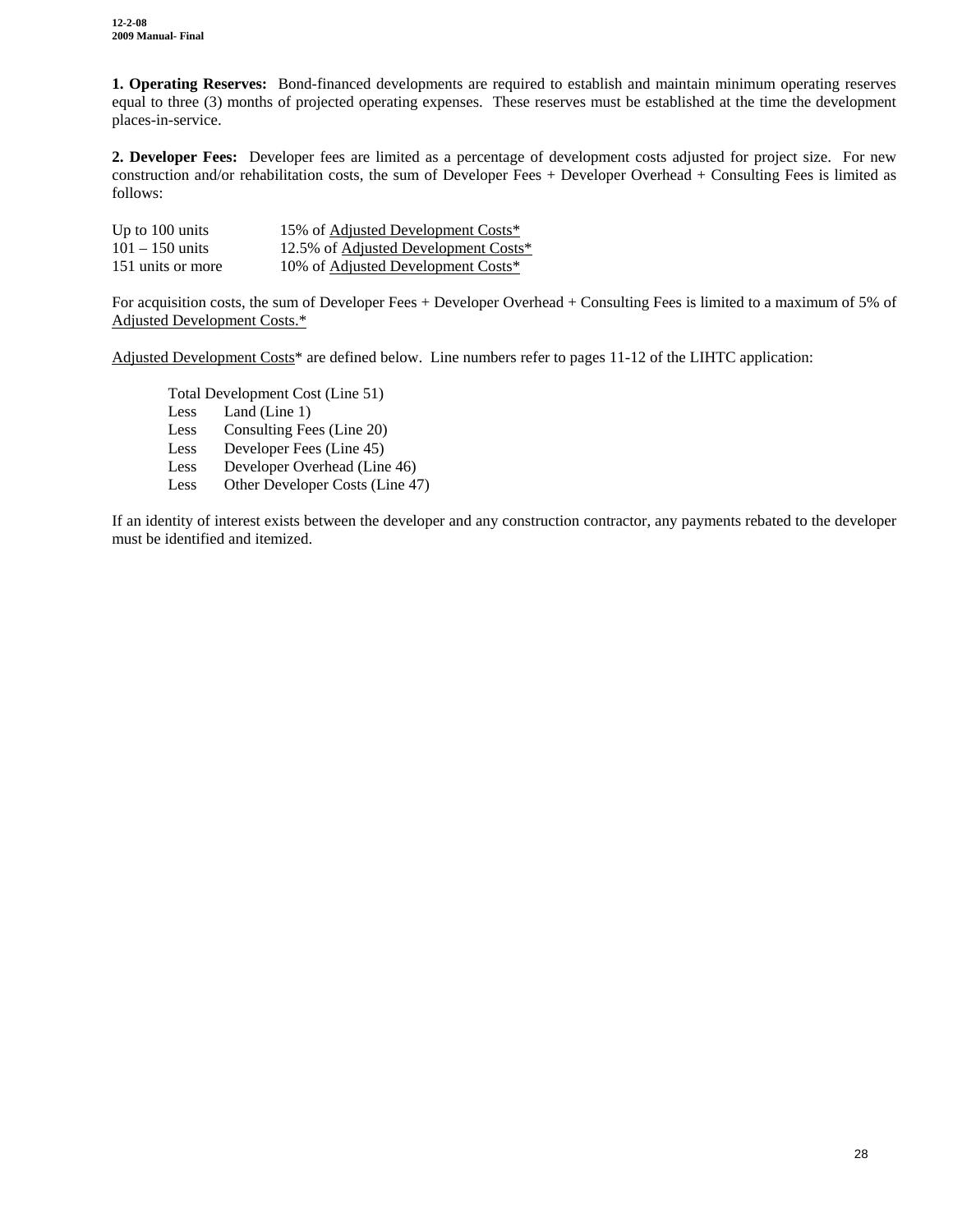**1. Operating Reserves:** Bond-financed developments are required to establish and maintain minimum operating reserves equal to three (3) months of projected operating expenses. These reserves must be established at the time the development places-in-service.

**2. Developer Fees:** Developer fees are limited as a percentage of development costs adjusted for project size. For new construction and/or rehabilitation costs, the sum of Developer Fees + Developer Overhead + Consulting Fees is limited as follows:

| | |
|---|---|
| Up to 100 units | 15% of Adjusted Development Costs* |
| 101 – 150 units | 12.5% of Adjusted Development Costs* |
| 151 units or more | 10% of Adjusted Development Costs* |

For acquisition costs, the sum of Developer Fees + Developer Overhead + Consulting Fees is limited to a maximum of 5% of Adjusted Development Costs.*

Adjusted Development Costs* are defined below. Line numbers refer to pages 11-12 of the LIHTC application:

Total Development Cost (Line 51)
Less Land (Line 1)
Less Consulting Fees (Line 20)
Less Developer Fees (Line 45)
Less Developer Overhead (Line 46)
Less Other Developer Costs (Line 47)

If an identity of interest exists between the developer and any construction contractor, any payments rebated to the developer must be identified and itemized.